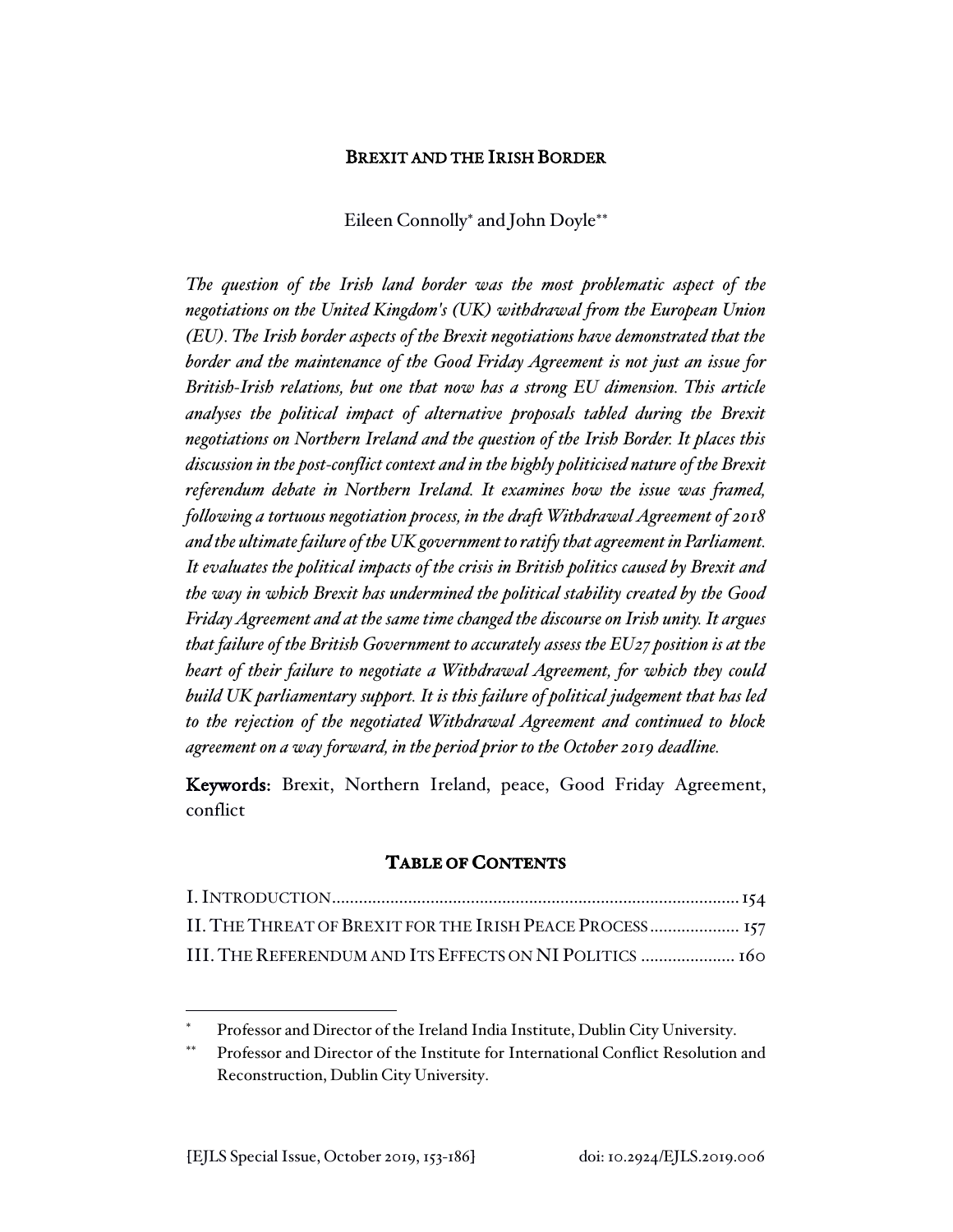# BREXIT AND THE IRISH BORDER

Eileen Connolly* and John Doyle**

*The question of the Irish land border was the most problematic aspect of the negotiations on the United Kingdom's (UK) withdrawal from the European Union (EU). The Irish border aspects of the Brexit negotiations have demonstrated that the border and the maintenance of the Good Friday Agreement is not just an issue for British-Irish relations, but one that now has a strong EU dimension. This article analyses the political impact of alternative proposals tabled during the Brexit negotiations on Northern Ireland and the question of the Irish Border. It places this discussion in the post-conflict context and in the highly politicised nature of the Brexit referendum debate in Northern Ireland. It examines how the issue was framed, following a tortuous negotiation process, in the draft Withdrawal Agreement of 2018 and the ultimate failure of the UK government to ratify that agreement in Parliament. It evaluates the political impacts of the crisis in British politics caused by Brexit and the way in which Brexit has undermined the political stability created by the Good Friday Agreement and at the same time changed the discourse on Irish unity. It argues that failure of the British Government to accurately assess the EU27 position is at the heart of their failure to negotiate a Withdrawal Agreement, for which they could build UK parliamentary support. It is this failure of political judgement that has led to the rejection of the negotiated Withdrawal Agreement and continued to block agreement on a way forward, in the period prior to the October 2019 deadline.*

**Keywords:** Brexit, Northern Ireland, peace, Good Friday Agreement, conflict

## TABLE OF CONTENTS

I. INTRODUCTION .......... 154
II. THE THREAT OF BREXIT FOR THE IRISH PEACE PROCESS .......... 157
III. THE REFERENDUM AND ITS EFFECTS ON NI POLITICS .......... 160

---

\* Professor and Director of the Ireland India Institute, Dublin City University.

\*\* Professor and Director of the Institute for International Conflict Resolution and Reconstruction, Dublin City University.

[EJLS Special Issue, October 2019, 153-186] doi: 10.2924/EJLS.2019.006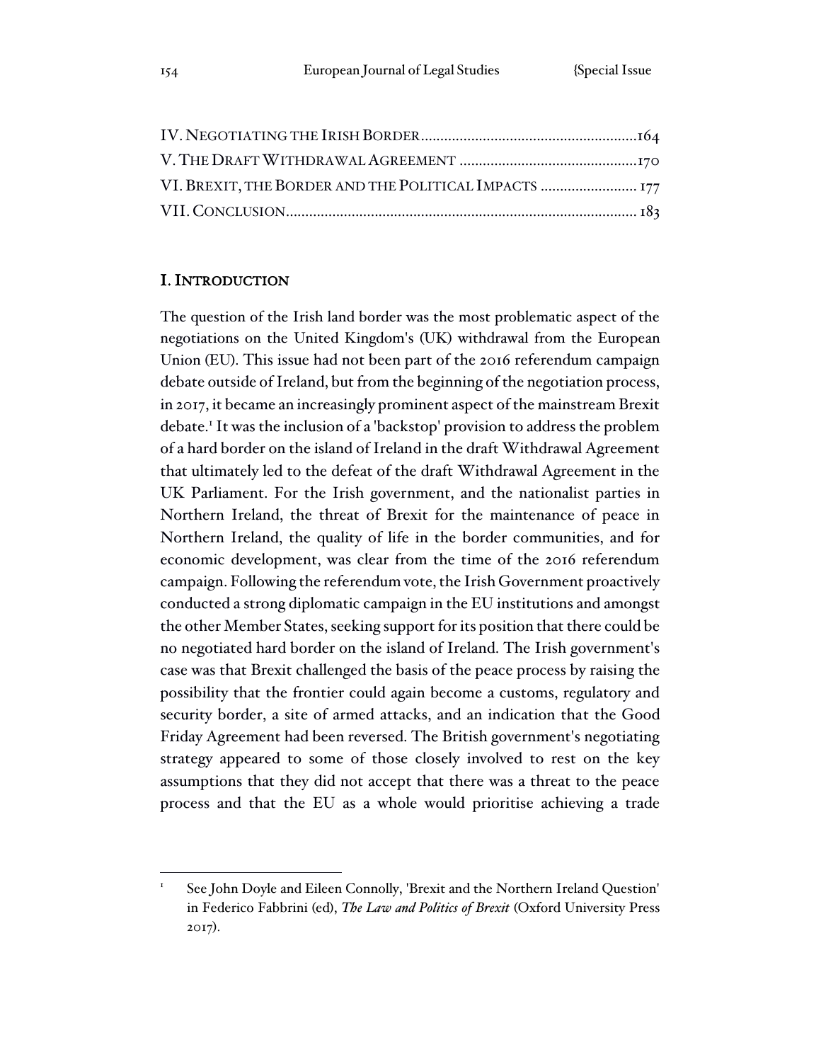IV. NEGOTIATING THE IRISH BORDER........................................................164
V. THE DRAFT WITHDRAWAL AGREEMENT ..............................................170
VI. BREXIT, THE BORDER AND THE POLITICAL IMPACTS ......................... 177
VII. CONCLUSION.......................................................................................... 183

## I. INTRODUCTION

The question of the Irish land border was the most problematic aspect of the negotiations on the United Kingdom's (UK) withdrawal from the European Union (EU). This issue had not been part of the 2016 referendum campaign debate outside of Ireland, but from the beginning of the negotiation process, in 2017, it became an increasingly prominent aspect of the mainstream Brexit debate.[1] It was the inclusion of a 'backstop' provision to address the problem of a hard border on the island of Ireland in the draft Withdrawal Agreement that ultimately led to the defeat of the draft Withdrawal Agreement in the UK Parliament. For the Irish government, and the nationalist parties in Northern Ireland, the threat of Brexit for the maintenance of peace in Northern Ireland, the quality of life in the border communities, and for economic development, was clear from the time of the 2016 referendum campaign. Following the referendum vote, the Irish Government proactively conducted a strong diplomatic campaign in the EU institutions and amongst the other Member States, seeking support for its position that there could be no negotiated hard border on the island of Ireland. The Irish government's case was that Brexit challenged the basis of the peace process by raising the possibility that the frontier could again become a customs, regulatory and security border, a site of armed attacks, and an indication that the Good Friday Agreement had been reversed. The British government's negotiating strategy appeared to some of those closely involved to rest on the key assumptions that they did not accept that there was a threat to the peace process and that the EU as a whole would prioritise achieving a trade

[1] See John Doyle and Eileen Connolly, 'Brexit and the Northern Ireland Question' in Federico Fabbrini (ed), *The Law and Politics of Brexit* (Oxford University Press 2017).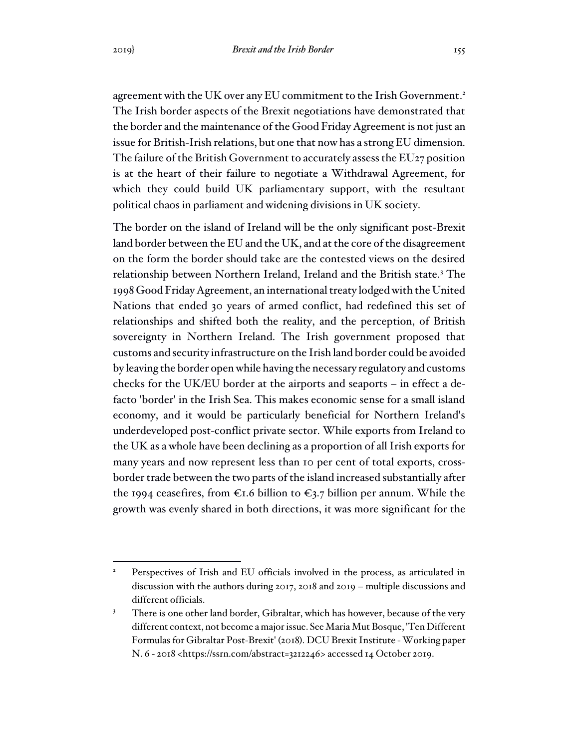agreement with the UK over any EU commitment to the Irish Government.[2] The Irish border aspects of the Brexit negotiations have demonstrated that the border and the maintenance of the Good Friday Agreement is not just an issue for British-Irish relations, but one that now has a strong EU dimension. The failure of the British Government to accurately assess the EU27 position is at the heart of their failure to negotiate a Withdrawal Agreement, for which they could build UK parliamentary support, with the resultant political chaos in parliament and widening divisions in UK society.

The border on the island of Ireland will be the only significant post-Brexit land border between the EU and the UK, and at the core of the disagreement on the form the border should take are the contested views on the desired relationship between Northern Ireland, Ireland and the British state.[3] The 1998 Good Friday Agreement, an international treaty lodged with the United Nations that ended 30 years of armed conflict, had redefined this set of relationships and shifted both the reality, and the perception, of British sovereignty in Northern Ireland. The Irish government proposed that customs and security infrastructure on the Irish land border could be avoided by leaving the border open while having the necessary regulatory and customs checks for the UK/EU border at the airports and seaports – in effect a de-facto 'border' in the Irish Sea. This makes economic sense for a small island economy, and it would be particularly beneficial for Northern Ireland's underdeveloped post-conflict private sector. While exports from Ireland to the UK as a whole have been declining as a proportion of all Irish exports for many years and now represent less than 10 per cent of total exports, cross-border trade between the two parts of the island increased substantially after the 1994 ceasefires, from €1.6 billion to €3.7 billion per annum. While the growth was evenly shared in both directions, it was more significant for the

---

[2] Perspectives of Irish and EU officials involved in the process, as articulated in discussion with the authors during 2017, 2018 and 2019 – multiple discussions and different officials.

[3] There is one other land border, Gibraltar, which has however, because of the very different context, not become a major issue. See Maria Mut Bosque, 'Ten Different Formulas for Gibraltar Post-Brexit' (2018). DCU Brexit Institute - Working paper N. 6 - 2018 <https://ssrn.com/abstract=3212246> accessed 14 October 2019.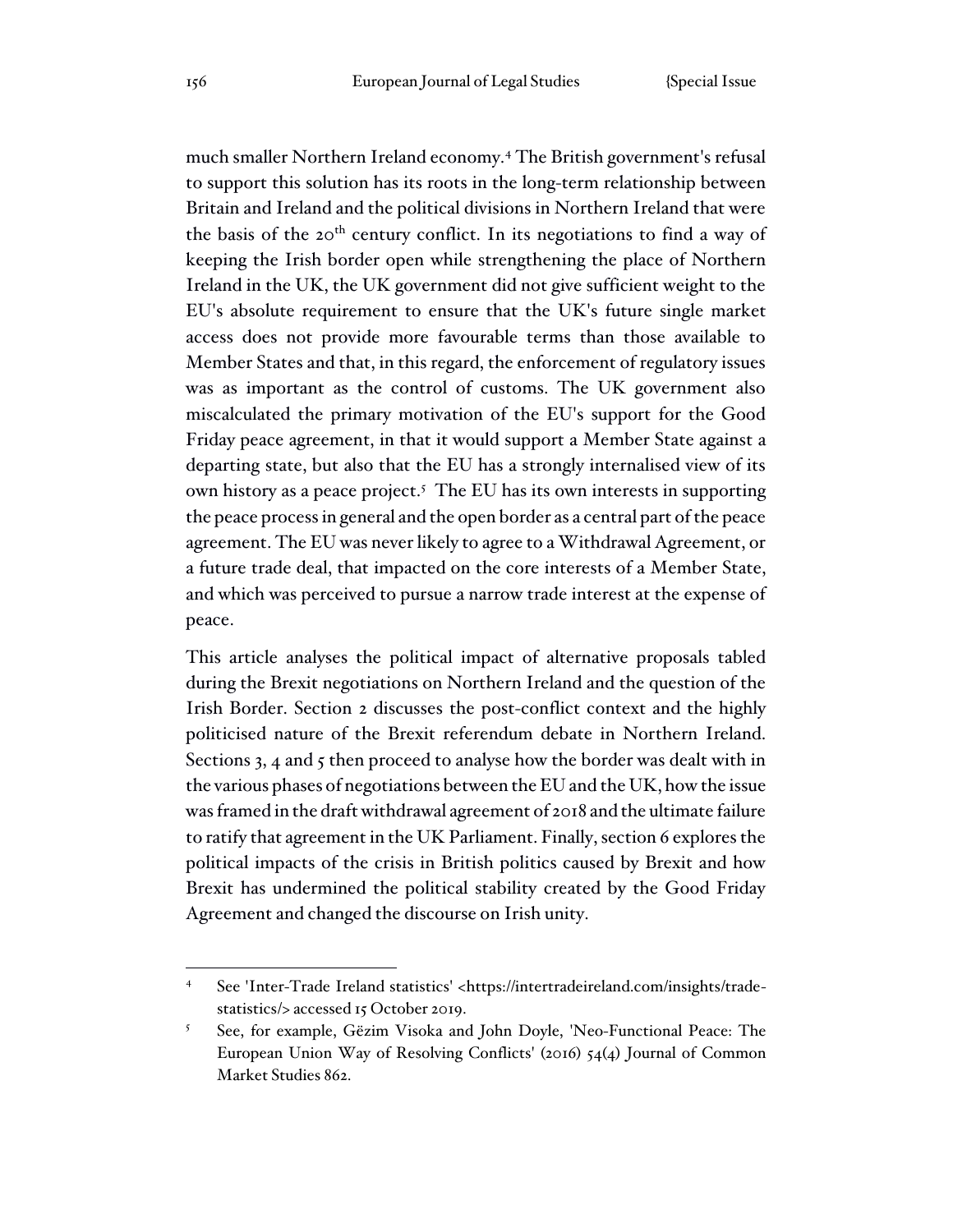much smaller Northern Ireland economy.[4] The British government's refusal to support this solution has its roots in the long-term relationship between Britain and Ireland and the political divisions in Northern Ireland that were the basis of the 20th century conflict. In its negotiations to find a way of keeping the Irish border open while strengthening the place of Northern Ireland in the UK, the UK government did not give sufficient weight to the EU's absolute requirement to ensure that the UK's future single market access does not provide more favourable terms than those available to Member States and that, in this regard, the enforcement of regulatory issues was as important as the control of customs. The UK government also miscalculated the primary motivation of the EU's support for the Good Friday peace agreement, in that it would support a Member State against a departing state, but also that the EU has a strongly internalised view of its own history as a peace project.[5] The EU has its own interests in supporting the peace process in general and the open border as a central part of the peace agreement. The EU was never likely to agree to a Withdrawal Agreement, or a future trade deal, that impacted on the core interests of a Member State, and which was perceived to pursue a narrow trade interest at the expense of peace.

This article analyses the political impact of alternative proposals tabled during the Brexit negotiations on Northern Ireland and the question of the Irish Border. Section 2 discusses the post-conflict context and the highly politicised nature of the Brexit referendum debate in Northern Ireland. Sections 3, 4 and 5 then proceed to analyse how the border was dealt with in the various phases of negotiations between the EU and the UK, how the issue was framed in the draft withdrawal agreement of 2018 and the ultimate failure to ratify that agreement in the UK Parliament. Finally, section 6 explores the political impacts of the crisis in British politics caused by Brexit and how Brexit has undermined the political stability created by the Good Friday Agreement and changed the discourse on Irish unity.

---

[4] See 'Inter-Trade Ireland statistics' <https://intertradeireland.com/insights/trade-statistics/> accessed 15 October 2019.

[5] See, for example, Gëzim Visoka and John Doyle, 'Neo-Functional Peace: The European Union Way of Resolving Conflicts' (2016) 54(4) Journal of Common Market Studies 862.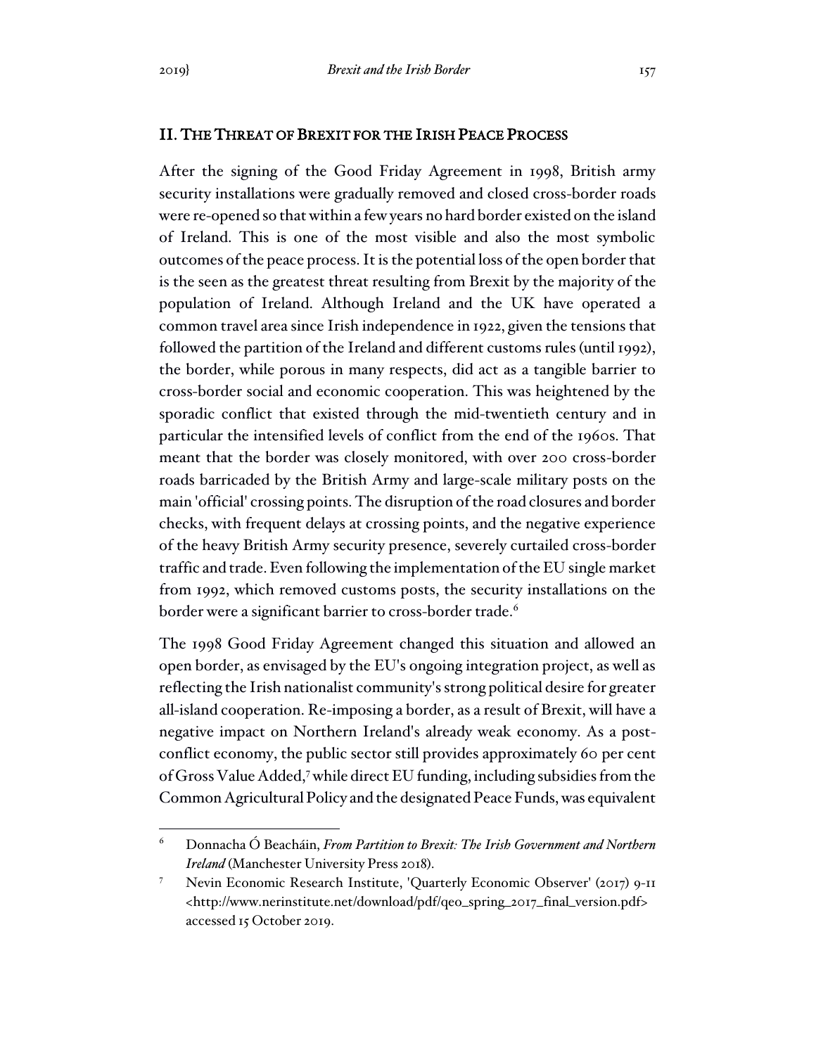## II. The Threat of Brexit for the Irish Peace Process

After the signing of the Good Friday Agreement in 1998, British army security installations were gradually removed and closed cross-border roads were re-opened so that within a few years no hard border existed on the island of Ireland. This is one of the most visible and also the most symbolic outcomes of the peace process. It is the potential loss of the open border that is the seen as the greatest threat resulting from Brexit by the majority of the population of Ireland. Although Ireland and the UK have operated a common travel area since Irish independence in 1922, given the tensions that followed the partition of the Ireland and different customs rules (until 1992), the border, while porous in many respects, did act as a tangible barrier to cross-border social and economic cooperation. This was heightened by the sporadic conflict that existed through the mid-twentieth century and in particular the intensified levels of conflict from the end of the 1960s. That meant that the border was closely monitored, with over 200 cross-border roads barricaded by the British Army and large-scale military posts on the main 'official' crossing points. The disruption of the road closures and border checks, with frequent delays at crossing points, and the negative experience of the heavy British Army security presence, severely curtailed cross-border traffic and trade. Even following the implementation of the EU single market from 1992, which removed customs posts, the security installations on the border were a significant barrier to cross-border trade.[6]

The 1998 Good Friday Agreement changed this situation and allowed an open border, as envisaged by the EU's ongoing integration project, as well as reflecting the Irish nationalist community's strong political desire for greater all-island cooperation. Re-imposing a border, as a result of Brexit, will have a negative impact on Northern Ireland's already weak economy. As a post-conflict economy, the public sector still provides approximately 60 per cent of Gross Value Added,[7] while direct EU funding, including subsidies from the Common Agricultural Policy and the designated Peace Funds, was equivalent

---

[6] Donnacha Ó Beacháin, *From Partition to Brexit: The Irish Government and Northern Ireland* (Manchester University Press 2018).

[7] Nevin Economic Research Institute, 'Quarterly Economic Observer' (2017) 9-11 <http://www.nerinstitute.net/download/pdf/qeo_spring_2017_final_version.pdf> accessed 15 October 2019.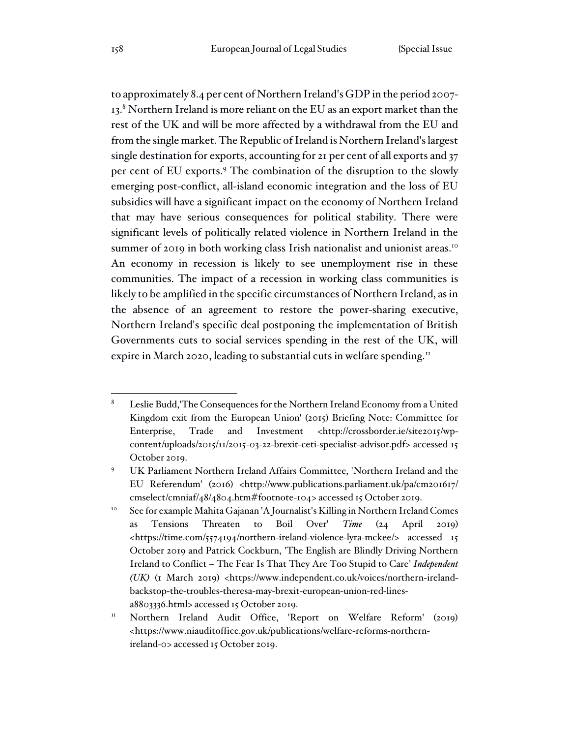to approximately 8.4 per cent of Northern Ireland's GDP in the period 2007-13.[8] Northern Ireland is more reliant on the EU as an export market than the rest of the UK and will be more affected by a withdrawal from the EU and from the single market. The Republic of Ireland is Northern Ireland's largest single destination for exports, accounting for 21 per cent of all exports and 37 per cent of EU exports.[9] The combination of the disruption to the slowly emerging post-conflict, all-island economic integration and the loss of EU subsidies will have a significant impact on the economy of Northern Ireland that may have serious consequences for political stability. There were significant levels of politically related violence in Northern Ireland in the summer of 2019 in both working class Irish nationalist and unionist areas.[10] An economy in recession is likely to see unemployment rise in these communities. The impact of a recession in working class communities is likely to be amplified in the specific circumstances of Northern Ireland, as in the absence of an agreement to restore the power-sharing executive, Northern Ireland's specific deal postponing the implementation of British Governments cuts to social services spending in the rest of the UK, will expire in March 2020, leading to substantial cuts in welfare spending.[11]

---

[8] Leslie Budd,'The Consequences for the Northern Ireland Economy from a United Kingdom exit from the European Union' (2015) Briefing Note: Committee for Enterprise, Trade and Investment <http://crossborder.ie/site2015/wp-content/uploads/2015/11/2015-03-22-brexit-ceti-specialist-advisor.pdf> accessed 15 October 2019.

[9] UK Parliament Northern Ireland Affairs Committee, 'Northern Ireland and the EU Referendum' (2016) <http://www.publications.parliament.uk/pa/cm201617/cmselect/cmniaf/48/4804.htm#footnote-104> accessed 15 October 2019.

[10] See for example Mahita Gajanan 'A Journalist's Killing in Northern Ireland Comes as Tensions Threaten to Boil Over' *Time* (24 April 2019) <https://time.com/5574194/northern-ireland-violence-lyra-mckee/> accessed 15 October 2019 and Patrick Cockburn, 'The English are Blindly Driving Northern Ireland to Conflict – The Fear Is That They Are Too Stupid to Care' *Independent (UK)* (1 March 2019) <https://www.independent.co.uk/voices/northern-ireland-backstop-the-troubles-theresa-may-brexit-european-union-red-lines-a8803336.html> accessed 15 October 2019.

[11] Northern Ireland Audit Office, 'Report on Welfare Reform' (2019) <https://www.niauditoffice.gov.uk/publications/welfare-reforms-northern-ireland-0> accessed 15 October 2019.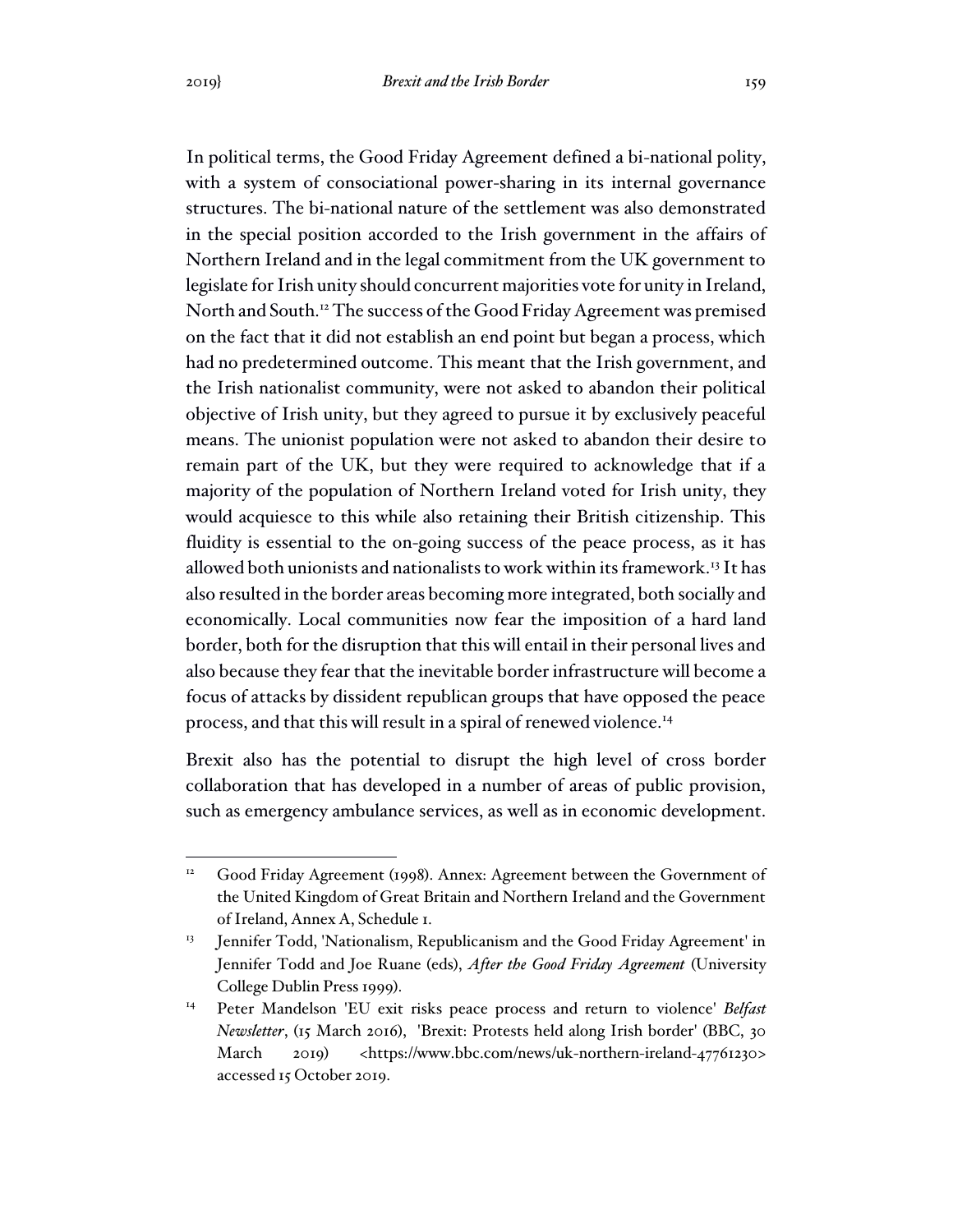In political terms, the Good Friday Agreement defined a bi-national polity, with a system of consociational power-sharing in its internal governance structures. The bi-national nature of the settlement was also demonstrated in the special position accorded to the Irish government in the affairs of Northern Ireland and in the legal commitment from the UK government to legislate for Irish unity should concurrent majorities vote for unity in Ireland, North and South.[12] The success of the Good Friday Agreement was premised on the fact that it did not establish an end point but began a process, which had no predetermined outcome. This meant that the Irish government, and the Irish nationalist community, were not asked to abandon their political objective of Irish unity, but they agreed to pursue it by exclusively peaceful means. The unionist population were not asked to abandon their desire to remain part of the UK, but they were required to acknowledge that if a majority of the population of Northern Ireland voted for Irish unity, they would acquiesce to this while also retaining their British citizenship. This fluidity is essential to the on-going success of the peace process, as it has allowed both unionists and nationalists to work within its framework.[13] It has also resulted in the border areas becoming more integrated, both socially and economically. Local communities now fear the imposition of a hard land border, both for the disruption that this will entail in their personal lives and also because they fear that the inevitable border infrastructure will become a focus of attacks by dissident republican groups that have opposed the peace process, and that this will result in a spiral of renewed violence.[14]

Brexit also has the potential to disrupt the high level of cross border collaboration that has developed in a number of areas of public provision, such as emergency ambulance services, as well as in economic development.

---

[12] Good Friday Agreement (1998). Annex: Agreement between the Government of the United Kingdom of Great Britain and Northern Ireland and the Government of Ireland, Annex A, Schedule 1.

[13] Jennifer Todd, 'Nationalism, Republicanism and the Good Friday Agreement' in Jennifer Todd and Joe Ruane (eds), *After the Good Friday Agreement* (University College Dublin Press 1999).

[14] Peter Mandelson 'EU exit risks peace process and return to violence' *Belfast Newsletter*, (15 March 2016), 'Brexit: Protests held along Irish border' (BBC, 30 March 2019) <https://www.bbc.com/news/uk-northern-ireland-47761230> accessed 15 October 2019.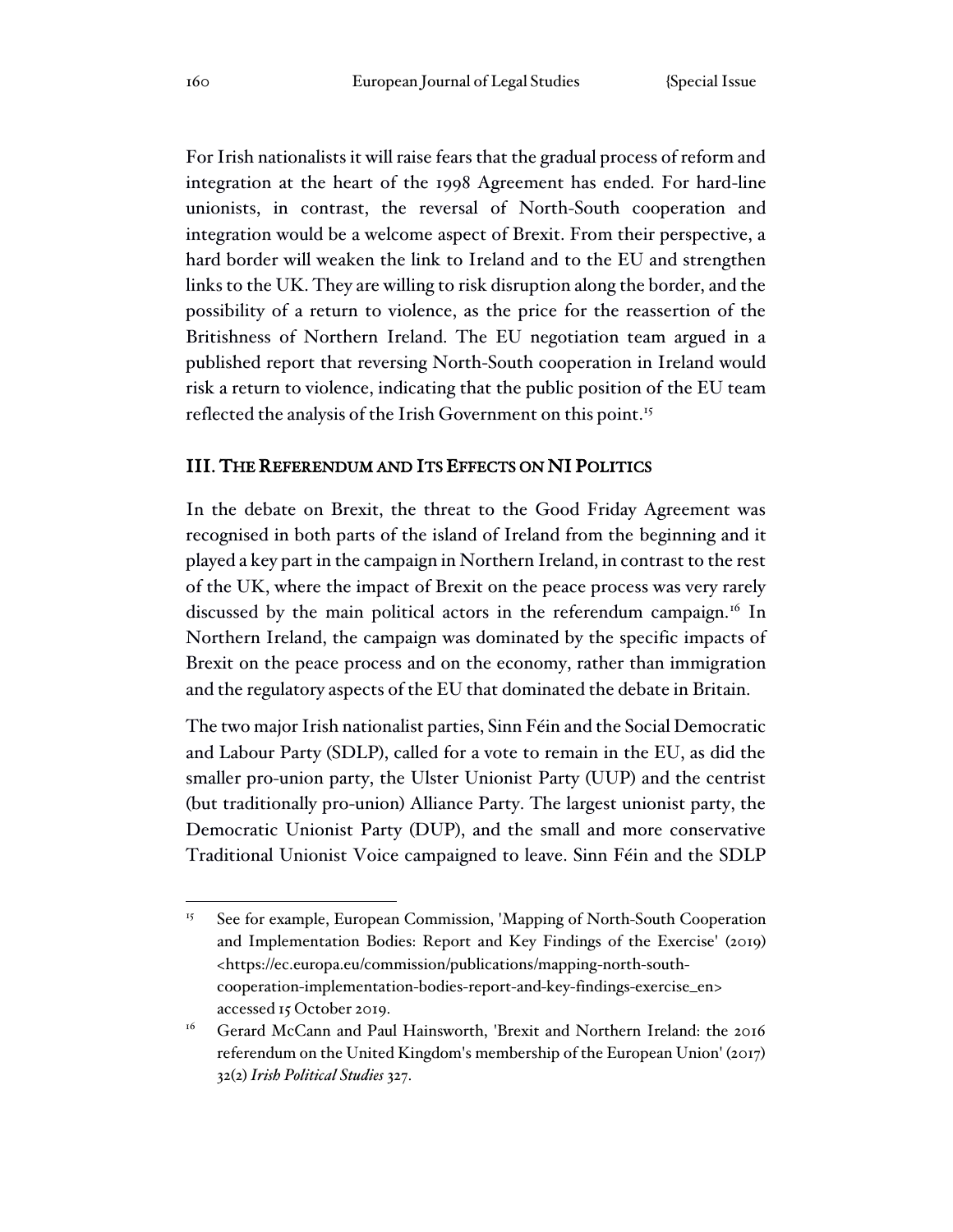For Irish nationalists it will raise fears that the gradual process of reform and integration at the heart of the 1998 Agreement has ended. For hard-line unionists, in contrast, the reversal of North-South cooperation and integration would be a welcome aspect of Brexit. From their perspective, a hard border will weaken the link to Ireland and to the EU and strengthen links to the UK. They are willing to risk disruption along the border, and the possibility of a return to violence, as the price for the reassertion of the Britishness of Northern Ireland. The EU negotiation team argued in a published report that reversing North-South cooperation in Ireland would risk a return to violence, indicating that the public position of the EU team reflected the analysis of the Irish Government on this point.[15]

## III. The Referendum and Its Effects on NI Politics

In the debate on Brexit, the threat to the Good Friday Agreement was recognised in both parts of the island of Ireland from the beginning and it played a key part in the campaign in Northern Ireland, in contrast to the rest of the UK, where the impact of Brexit on the peace process was very rarely discussed by the main political actors in the referendum campaign.[16] In Northern Ireland, the campaign was dominated by the specific impacts of Brexit on the peace process and on the economy, rather than immigration and the regulatory aspects of the EU that dominated the debate in Britain.

The two major Irish nationalist parties, Sinn Féin and the Social Democratic and Labour Party (SDLP), called for a vote to remain in the EU, as did the smaller pro-union party, the Ulster Unionist Party (UUP) and the centrist (but traditionally pro-union) Alliance Party. The largest unionist party, the Democratic Unionist Party (DUP), and the small and more conservative Traditional Unionist Voice campaigned to leave. Sinn Féin and the SDLP

---

[15] See for example, European Commission, 'Mapping of North-South Cooperation and Implementation Bodies: Report and Key Findings of the Exercise' (2019) <https://ec.europa.eu/commission/publications/mapping-north-south-cooperation-implementation-bodies-report-and-key-findings-exercise_en> accessed 15 October 2019.

[16] Gerard McCann and Paul Hainsworth, 'Brexit and Northern Ireland: the 2016 referendum on the United Kingdom's membership of the European Union' (2017) 32(2) *Irish Political Studies* 327.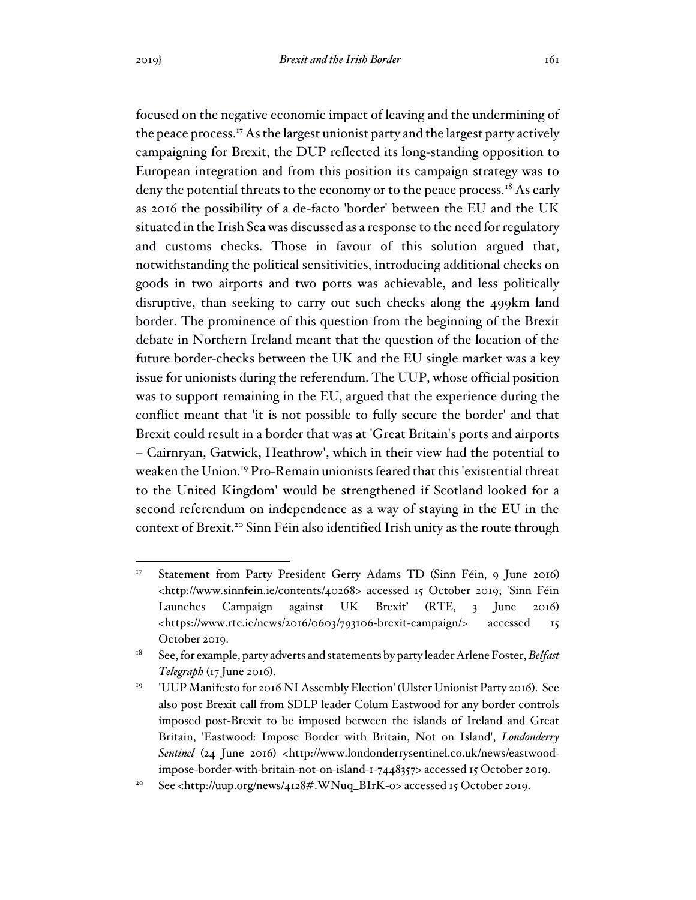focused on the negative economic impact of leaving and the undermining of the peace process.[17] As the largest unionist party and the largest party actively campaigning for Brexit, the DUP reflected its long-standing opposition to European integration and from this position its campaign strategy was to deny the potential threats to the economy or to the peace process.[18] As early as 2016 the possibility of a de-facto 'border' between the EU and the UK situated in the Irish Sea was discussed as a response to the need for regulatory and customs checks. Those in favour of this solution argued that, notwithstanding the political sensitivities, introducing additional checks on goods in two airports and two ports was achievable, and less politically disruptive, than seeking to carry out such checks along the 499km land border. The prominence of this question from the beginning of the Brexit debate in Northern Ireland meant that the question of the location of the future border-checks between the UK and the EU single market was a key issue for unionists during the referendum. The UUP, whose official position was to support remaining in the EU, argued that the experience during the conflict meant that 'it is not possible to fully secure the border' and that Brexit could result in a border that was at 'Great Britain's ports and airports – Cairnryan, Gatwick, Heathrow', which in their view had the potential to weaken the Union.[19] Pro-Remain unionists feared that this 'existential threat to the United Kingdom' would be strengthened if Scotland looked for a second referendum on independence as a way of staying in the EU in the context of Brexit.[20] Sinn Féin also identified Irish unity as the route through

---

[17] Statement from Party President Gerry Adams TD (Sinn Féin, 9 June 2016) <http://www.sinnfein.ie/contents/40268> accessed 15 October 2019; 'Sinn Féin Launches Campaign against UK Brexit' (RTE, 3 June 2016) <https://www.rte.ie/news/2016/0603/793106-brexit-campaign/> accessed 15 October 2019.

[18] See, for example, party adverts and statements by party leader Arlene Foster, *Belfast Telegraph* (17 June 2016).

[19] 'UUP Manifesto for 2016 NI Assembly Election' (Ulster Unionist Party 2016). See also post Brexit call from SDLP leader Colum Eastwood for any border controls imposed post-Brexit to be imposed between the islands of Ireland and Great Britain, 'Eastwood: Impose Border with Britain, Not on Island', *Londonderry Sentinel* (24 June 2016) <http://www.londonderrysentinel.co.uk/news/eastwood-impose-border-with-britain-not-on-island-1-7448357> accessed 15 October 2019.

[20] See <http://uup.org/news/4128#.WNuq_BIrK-0> accessed 15 October 2019.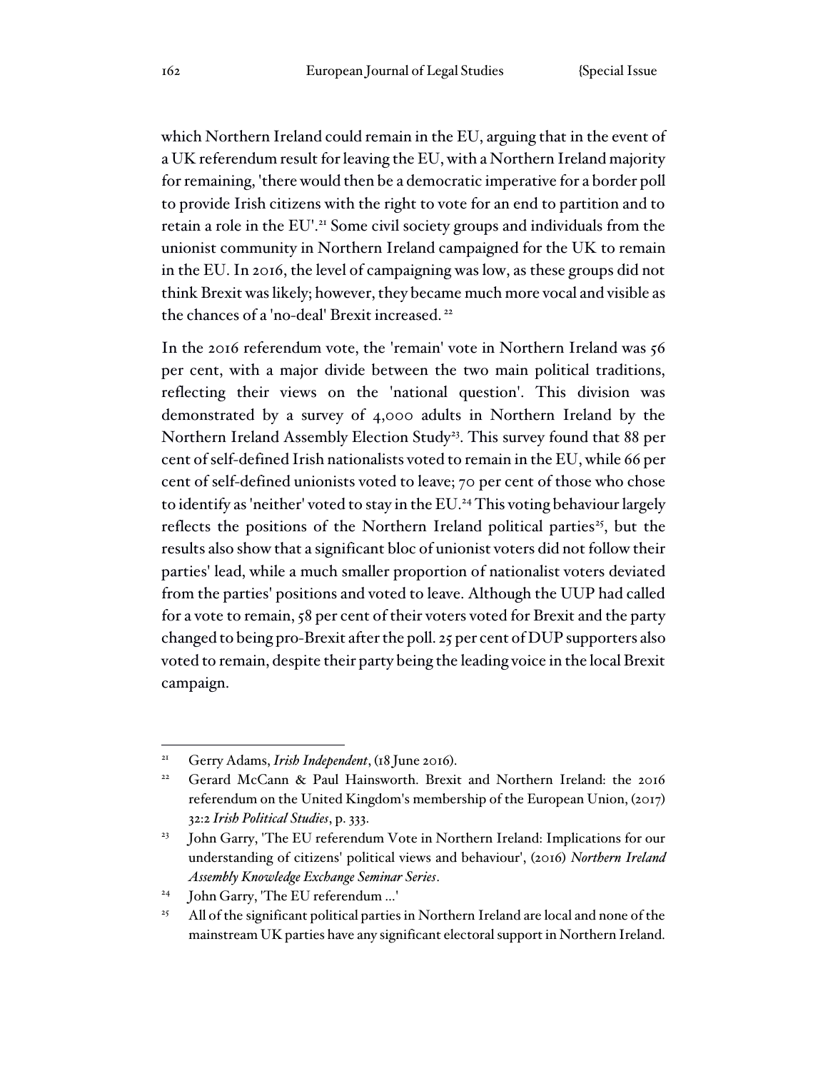which Northern Ireland could remain in the EU, arguing that in the event of a UK referendum result for leaving the EU, with a Northern Ireland majority for remaining, 'there would then be a democratic imperative for a border poll to provide Irish citizens with the right to vote for an end to partition and to retain a role in the EU'.[21] Some civil society groups and individuals from the unionist community in Northern Ireland campaigned for the UK to remain in the EU. In 2016, the level of campaigning was low, as these groups did not think Brexit was likely; however, they became much more vocal and visible as the chances of a 'no-deal' Brexit increased.[22]

In the 2016 referendum vote, the 'remain' vote in Northern Ireland was 56 per cent, with a major divide between the two main political traditions, reflecting their views on the 'national question'. This division was demonstrated by a survey of 4,000 adults in Northern Ireland by the Northern Ireland Assembly Election Study[23]. This survey found that 88 per cent of self-defined Irish nationalists voted to remain in the EU, while 66 per cent of self-defined unionists voted to leave; 70 per cent of those who chose to identify as 'neither' voted to stay in the EU.[24] This voting behaviour largely reflects the positions of the Northern Ireland political parties[25], but the results also show that a significant bloc of unionist voters did not follow their parties' lead, while a much smaller proportion of nationalist voters deviated from the parties' positions and voted to leave. Although the UUP had called for a vote to remain, 58 per cent of their voters voted for Brexit and the party changed to being pro-Brexit after the poll. 25 per cent of DUP supporters also voted to remain, despite their party being the leading voice in the local Brexit campaign.

---

[21] Gerry Adams, *Irish Independent*, (18 June 2016).

[22] Gerard McCann & Paul Hainsworth. Brexit and Northern Ireland: the 2016 referendum on the United Kingdom's membership of the European Union, (2017) 32:2 *Irish Political Studies*, p. 333.

[23] John Garry, 'The EU referendum Vote in Northern Ireland: Implications for our understanding of citizens' political views and behaviour', (2016) *Northern Ireland Assembly Knowledge Exchange Seminar Series*.

[24] John Garry, 'The EU referendum ...'

[25] All of the significant political parties in Northern Ireland are local and none of the mainstream UK parties have any significant electoral support in Northern Ireland.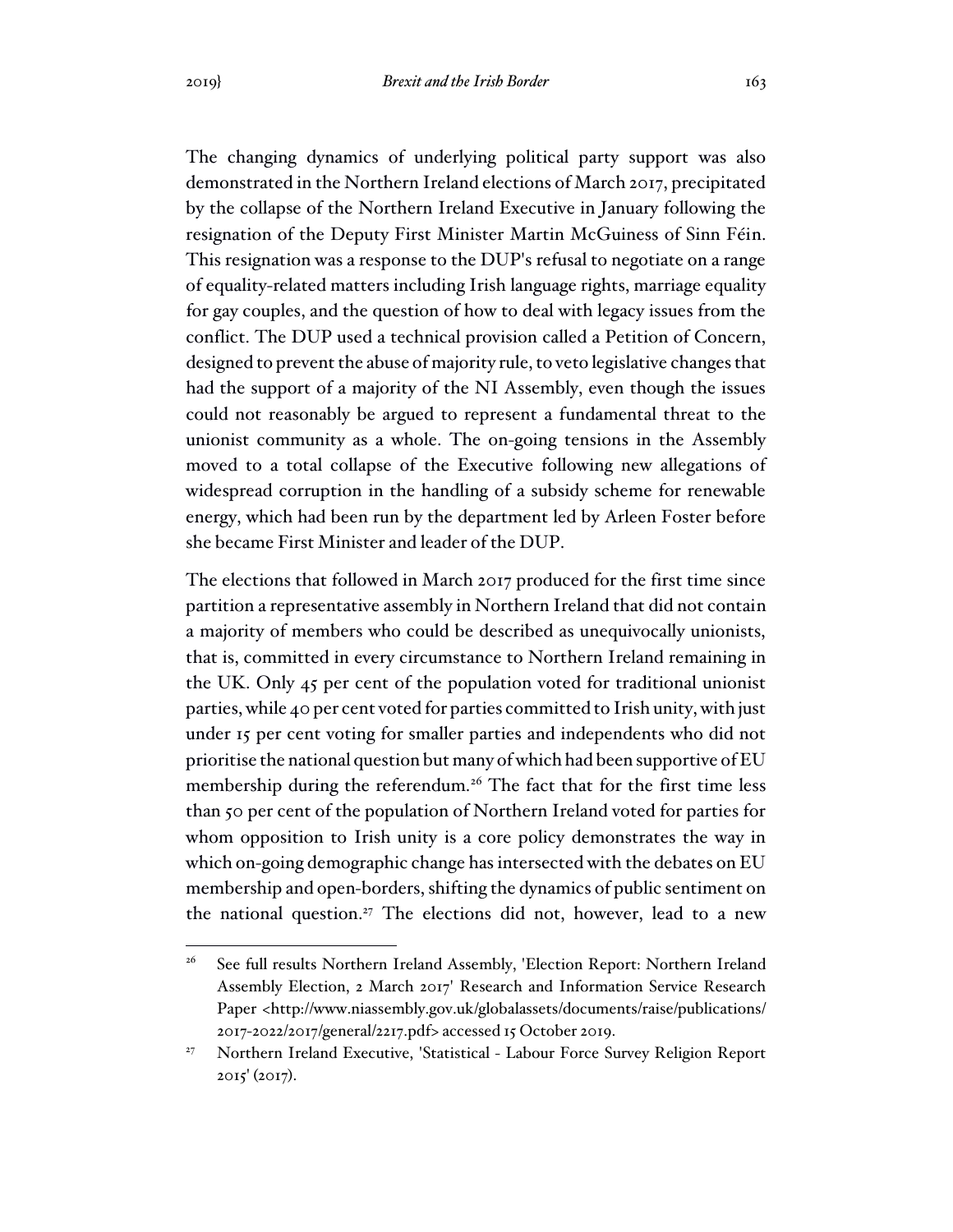The changing dynamics of underlying political party support was also demonstrated in the Northern Ireland elections of March 2017, precipitated by the collapse of the Northern Ireland Executive in January following the resignation of the Deputy First Minister Martin McGuiness of Sinn Féin. This resignation was a response to the DUP's refusal to negotiate on a range of equality-related matters including Irish language rights, marriage equality for gay couples, and the question of how to deal with legacy issues from the conflict. The DUP used a technical provision called a Petition of Concern, designed to prevent the abuse of majority rule, to veto legislative changes that had the support of a majority of the NI Assembly, even though the issues could not reasonably be argued to represent a fundamental threat to the unionist community as a whole. The on-going tensions in the Assembly moved to a total collapse of the Executive following new allegations of widespread corruption in the handling of a subsidy scheme for renewable energy, which had been run by the department led by Arleen Foster before she became First Minister and leader of the DUP.

The elections that followed in March 2017 produced for the first time since partition a representative assembly in Northern Ireland that did not contain a majority of members who could be described as unequivocally unionists, that is, committed in every circumstance to Northern Ireland remaining in the UK. Only 45 per cent of the population voted for traditional unionist parties, while 40 per cent voted for parties committed to Irish unity, with just under 15 per cent voting for smaller parties and independents who did not prioritise the national question but many of which had been supportive of EU membership during the referendum.[26] The fact that for the first time less than 50 per cent of the population of Northern Ireland voted for parties for whom opposition to Irish unity is a core policy demonstrates the way in which on-going demographic change has intersected with the debates on EU membership and open-borders, shifting the dynamics of public sentiment on the national question.[27] The elections did not, however, lead to a new

---

[26] See full results Northern Ireland Assembly, 'Election Report: Northern Ireland Assembly Election, 2 March 2017' Research and Information Service Research Paper <http://www.niassembly.gov.uk/globalassets/documents/raise/publications/2017-2022/2017/general/2217.pdf> accessed 15 October 2019.

[27] Northern Ireland Executive, 'Statistical - Labour Force Survey Religion Report 2015' (2017).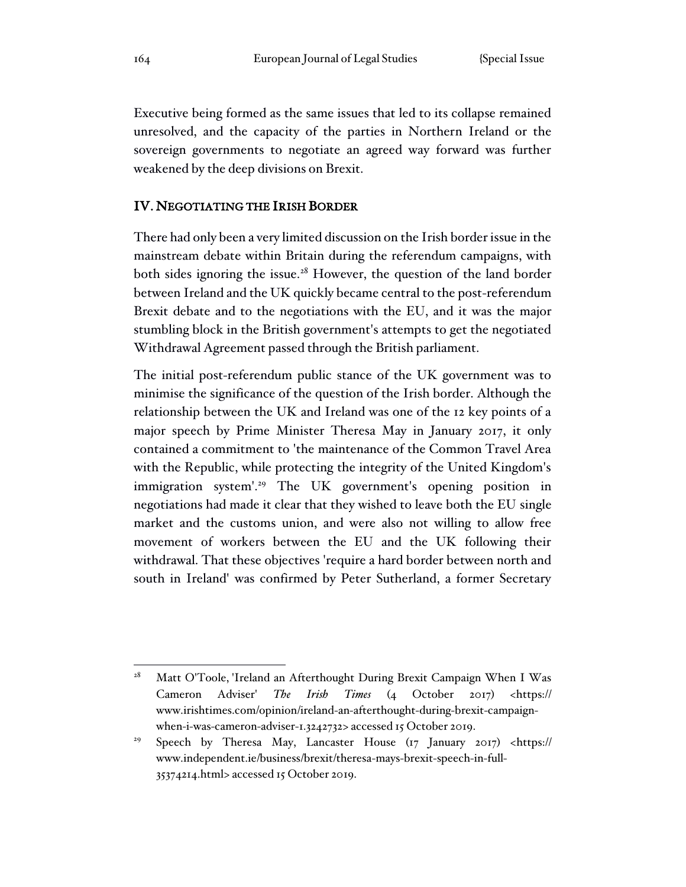Executive being formed as the same issues that led to its collapse remained unresolved, and the capacity of the parties in Northern Ireland or the sovereign governments to negotiate an agreed way forward was further weakened by the deep divisions on Brexit.

## IV. Negotiating the Irish Border

There had only been a very limited discussion on the Irish border issue in the mainstream debate within Britain during the referendum campaigns, with both sides ignoring the issue.[28] However, the question of the land border between Ireland and the UK quickly became central to the post-referendum Brexit debate and to the negotiations with the EU, and it was the major stumbling block in the British government's attempts to get the negotiated Withdrawal Agreement passed through the British parliament.

The initial post-referendum public stance of the UK government was to minimise the significance of the question of the Irish border. Although the relationship between the UK and Ireland was one of the 12 key points of a major speech by Prime Minister Theresa May in January 2017, it only contained a commitment to 'the maintenance of the Common Travel Area with the Republic, while protecting the integrity of the United Kingdom's immigration system'.[29] The UK government's opening position in negotiations had made it clear that they wished to leave both the EU single market and the customs union, and were also not willing to allow free movement of workers between the EU and the UK following their withdrawal. That these objectives 'require a hard border between north and south in Ireland' was confirmed by Peter Sutherland, a former Secretary

---

[28] Matt O'Toole, 'Ireland an Afterthought During Brexit Campaign When I Was Cameron Adviser' *The Irish Times* (4 October 2017) <https://www.irishtimes.com/opinion/ireland-an-afterthought-during-brexit-campaign-when-i-was-cameron-adviser-1.3242732> accessed 15 October 2019.

[29] Speech by Theresa May, Lancaster House (17 January 2017) <https://www.independent.ie/business/brexit/theresa-mays-brexit-speech-in-full-35374214.html> accessed 15 October 2019.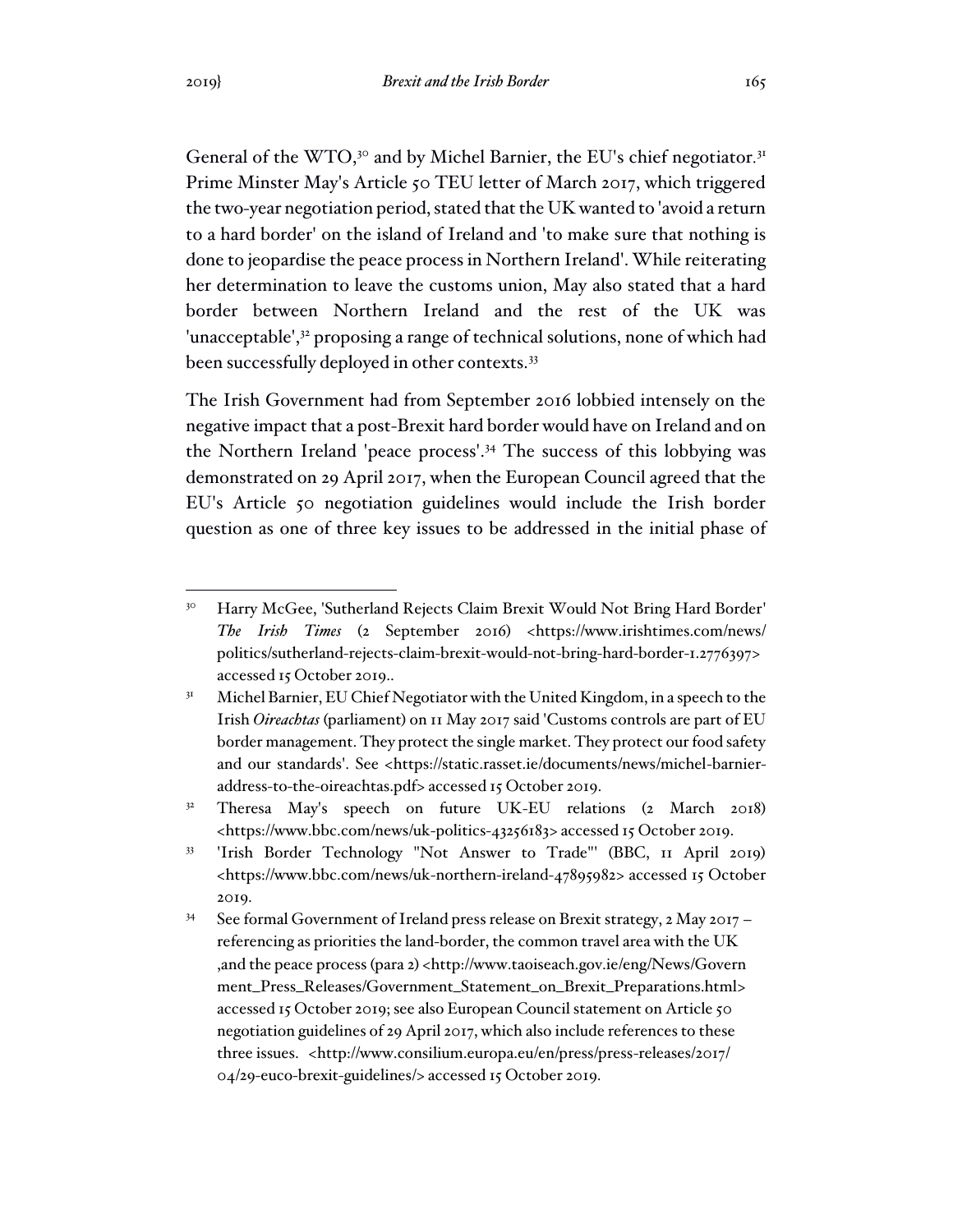General of the WTO,[30] and by Michel Barnier, the EU's chief negotiator.[31] Prime Minster May's Article 50 TEU letter of March 2017, which triggered the two-year negotiation period, stated that the UK wanted to 'avoid a return to a hard border' on the island of Ireland and 'to make sure that nothing is done to jeopardise the peace process in Northern Ireland'. While reiterating her determination to leave the customs union, May also stated that a hard border between Northern Ireland and the rest of the UK was 'unacceptable',[32] proposing a range of technical solutions, none of which had been successfully deployed in other contexts.[33]

The Irish Government had from September 2016 lobbied intensely on the negative impact that a post-Brexit hard border would have on Ireland and on the Northern Ireland 'peace process'.[34] The success of this lobbying was demonstrated on 29 April 2017, when the European Council agreed that the EU's Article 50 negotiation guidelines would include the Irish border question as one of three key issues to be addressed in the initial phase of

---

[30] Harry McGee, 'Sutherland Rejects Claim Brexit Would Not Bring Hard Border' *The Irish Times* (2 September 2016) <https://www.irishtimes.com/news/politics/sutherland-rejects-claim-brexit-would-not-bring-hard-border-1.2776397> accessed 15 October 2019..

[31] Michel Barnier, EU Chief Negotiator with the United Kingdom, in a speech to the Irish *Oireachtas* (parliament) on 11 May 2017 said 'Customs controls are part of EU border management. They protect the single market. They protect our food safety and our standards'. See <https://static.rasset.ie/documents/news/michel-barnier-address-to-the-oireachtas.pdf> accessed 15 October 2019.

[32] Theresa May's speech on future UK-EU relations (2 March 2018) <https://www.bbc.com/news/uk-politics-43256183> accessed 15 October 2019.

[33] 'Irish Border Technology "Not Answer to Trade"' (BBC, 11 April 2019) <https://www.bbc.com/news/uk-northern-ireland-47895982> accessed 15 October 2019.

[34] See formal Government of Ireland press release on Brexit strategy, 2 May 2017 – referencing as priorities the land-border, the common travel area with the UK ,and the peace process (para 2) <http://www.taoiseach.gov.ie/eng/News/Government_Press_Releases/Government_Statement_on_Brexit_Preparations.html> accessed 15 October 2019; see also European Council statement on Article 50 negotiation guidelines of 29 April 2017, which also include references to these three issues. <http://www.consilium.europa.eu/en/press/press-releases/2017/04/29-euco-brexit-guidelines/> accessed 15 October 2019.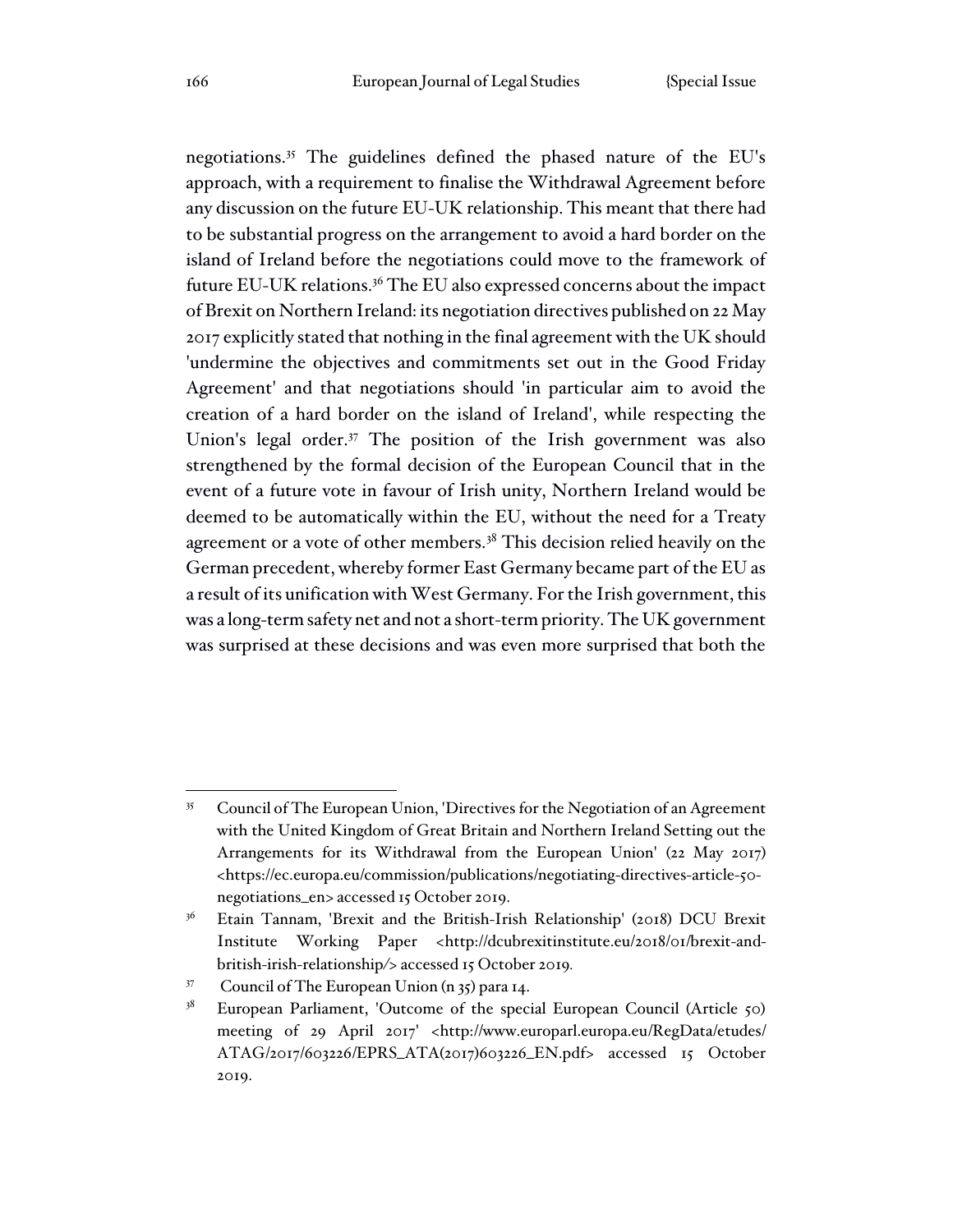negotiations.[35] The guidelines defined the phased nature of the EU's approach, with a requirement to finalise the Withdrawal Agreement before any discussion on the future EU-UK relationship. This meant that there had to be substantial progress on the arrangement to avoid a hard border on the island of Ireland before the negotiations could move to the framework of future EU-UK relations.[36] The EU also expressed concerns about the impact of Brexit on Northern Ireland: its negotiation directives published on 22 May 2017 explicitly stated that nothing in the final agreement with the UK should 'undermine the objectives and commitments set out in the Good Friday Agreement' and that negotiations should 'in particular aim to avoid the creation of a hard border on the island of Ireland', while respecting the Union's legal order.[37] The position of the Irish government was also strengthened by the formal decision of the European Council that in the event of a future vote in favour of Irish unity, Northern Ireland would be deemed to be automatically within the EU, without the need for a Treaty agreement or a vote of other members.[38] This decision relied heavily on the German precedent, whereby former East Germany became part of the EU as a result of its unification with West Germany. For the Irish government, this was a long-term safety net and not a short-term priority. The UK government was surprised at these decisions and was even more surprised that both the

---

[35] Council of The European Union, 'Directives for the Negotiation of an Agreement with the United Kingdom of Great Britain and Northern Ireland Setting out the Arrangements for its Withdrawal from the European Union' (22 May 2017) <https://ec.europa.eu/commission/publications/negotiating-directives-article-50-negotiations_en> accessed 15 October 2019.

[36] Etain Tannam, 'Brexit and the British-Irish Relationship' (2018) DCU Brexit Institute Working Paper <http://dcubrexitinstitute.eu/2018/01/brexit-and-british-irish-relationship/> accessed 15 October 2019.

[37] Council of The European Union (n 35) para 14.

[38] European Parliament, 'Outcome of the special European Council (Article 50) meeting of 29 April 2017' <http://www.europarl.europa.eu/RegData/etudes/ATAG/2017/603226/EPRS_ATA(2017)603226_EN.pdf> accessed 15 October 2019.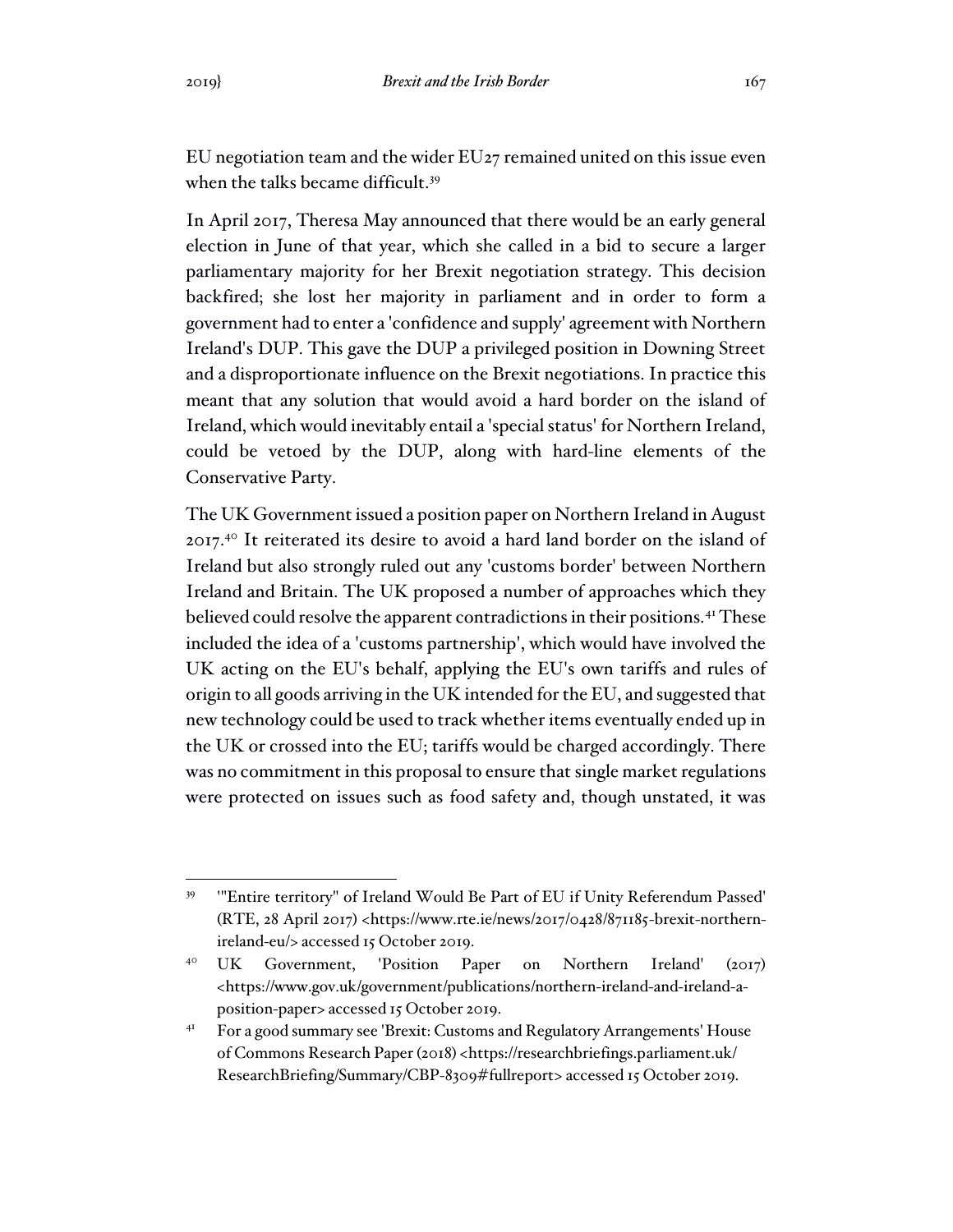EU negotiation team and the wider EU27 remained united on this issue even when the talks became difficult.[39]

In April 2017, Theresa May announced that there would be an early general election in June of that year, which she called in a bid to secure a larger parliamentary majority for her Brexit negotiation strategy. This decision backfired; she lost her majority in parliament and in order to form a government had to enter a 'confidence and supply' agreement with Northern Ireland's DUP. This gave the DUP a privileged position in Downing Street and a disproportionate influence on the Brexit negotiations. In practice this meant that any solution that would avoid a hard border on the island of Ireland, which would inevitably entail a 'special status' for Northern Ireland, could be vetoed by the DUP, along with hard-line elements of the Conservative Party.

The UK Government issued a position paper on Northern Ireland in August 2017.[40] It reiterated its desire to avoid a hard land border on the island of Ireland but also strongly ruled out any 'customs border' between Northern Ireland and Britain. The UK proposed a number of approaches which they believed could resolve the apparent contradictions in their positions.[41] These included the idea of a 'customs partnership', which would have involved the UK acting on the EU's behalf, applying the EU's own tariffs and rules of origin to all goods arriving in the UK intended for the EU, and suggested that new technology could be used to track whether items eventually ended up in the UK or crossed into the EU; tariffs would be charged accordingly. There was no commitment in this proposal to ensure that single market regulations were protected on issues such as food safety and, though unstated, it was

---

[39] '"Entire territory" of Ireland Would Be Part of EU if Unity Referendum Passed' (RTE, 28 April 2017) <https://www.rte.ie/news/2017/0428/871185-brexit-northern-ireland-eu/> accessed 15 October 2019.

[40] UK Government, 'Position Paper on Northern Ireland' (2017) <https://www.gov.uk/government/publications/northern-ireland-and-ireland-a-position-paper> accessed 15 October 2019.

[41] For a good summary see 'Brexit: Customs and Regulatory Arrangements' House of Commons Research Paper (2018) <https://researchbriefings.parliament.uk/ResearchBriefing/Summary/CBP-8309#fullreport> accessed 15 October 2019.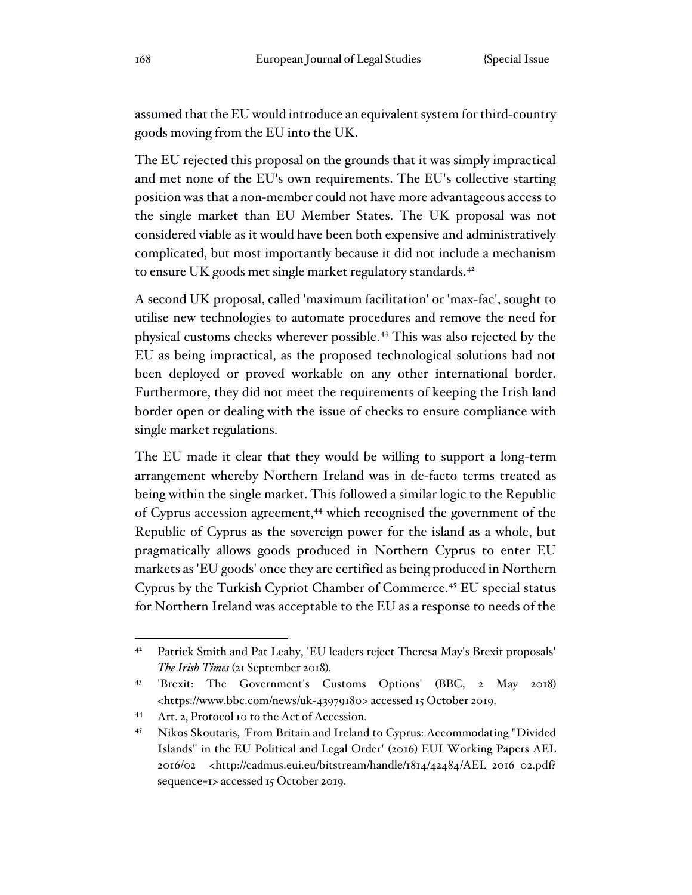assumed that the EU would introduce an equivalent system for third-country goods moving from the EU into the UK.

The EU rejected this proposal on the grounds that it was simply impractical and met none of the EU's own requirements. The EU's collective starting position was that a non-member could not have more advantageous access to the single market than EU Member States. The UK proposal was not considered viable as it would have been both expensive and administratively complicated, but most importantly because it did not include a mechanism to ensure UK goods met single market regulatory standards.[42]

A second UK proposal, called 'maximum facilitation' or 'max-fac', sought to utilise new technologies to automate procedures and remove the need for physical customs checks wherever possible.[43] This was also rejected by the EU as being impractical, as the proposed technological solutions had not been deployed or proved workable on any other international border. Furthermore, they did not meet the requirements of keeping the Irish land border open or dealing with the issue of checks to ensure compliance with single market regulations.

The EU made it clear that they would be willing to support a long-term arrangement whereby Northern Ireland was in de-facto terms treated as being within the single market. This followed a similar logic to the Republic of Cyprus accession agreement,[44] which recognised the government of the Republic of Cyprus as the sovereign power for the island as a whole, but pragmatically allows goods produced in Northern Cyprus to enter EU markets as 'EU goods' once they are certified as being produced in Northern Cyprus by the Turkish Cypriot Chamber of Commerce.[45] EU special status for Northern Ireland was acceptable to the EU as a response to needs of the

---

[42] Patrick Smith and Pat Leahy, 'EU leaders reject Theresa May's Brexit proposals' *The Irish Times* (21 September 2018).

[43] 'Brexit: The Government's Customs Options' (BBC, 2 May 2018) <https://www.bbc.com/news/uk-43979180> accessed 15 October 2019.

[44] Art. 2, Protocol 10 to the Act of Accession.

[45] Nikos Skoutaris, 'From Britain and Ireland to Cyprus: Accommodating "Divided Islands" in the EU Political and Legal Order' (2016) EUI Working Papers AEL 2016/02 <http://cadmus.eui.eu/bitstream/handle/1814/42484/AEL_2016_02.pdf?sequence=1> accessed 15 October 2019.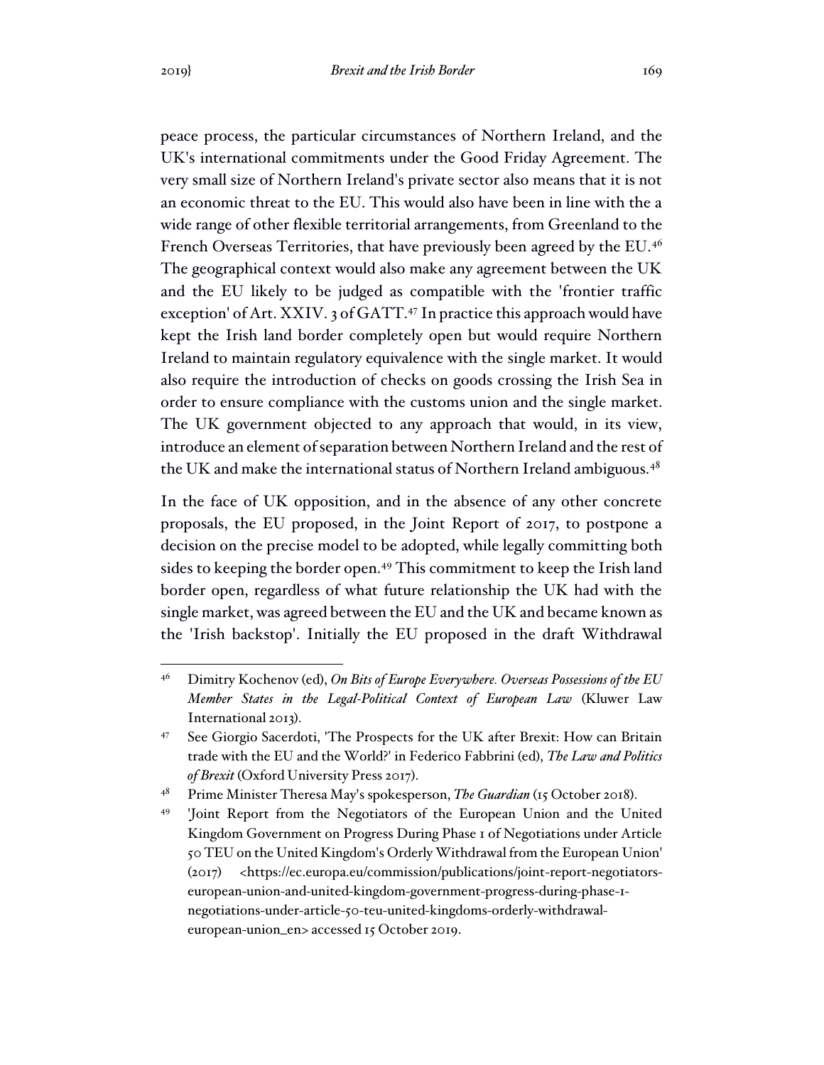peace process, the particular circumstances of Northern Ireland, and the UK's international commitments under the Good Friday Agreement. The very small size of Northern Ireland's private sector also means that it is not an economic threat to the EU. This would also have been in line with the a wide range of other flexible territorial arrangements, from Greenland to the French Overseas Territories, that have previously been agreed by the EU.[46] The geographical context would also make any agreement between the UK and the EU likely to be judged as compatible with the 'frontier traffic exception' of Art. XXIV. 3 of GATT.[47] In practice this approach would have kept the Irish land border completely open but would require Northern Ireland to maintain regulatory equivalence with the single market. It would also require the introduction of checks on goods crossing the Irish Sea in order to ensure compliance with the customs union and the single market. The UK government objected to any approach that would, in its view, introduce an element of separation between Northern Ireland and the rest of the UK and make the international status of Northern Ireland ambiguous.[48]

In the face of UK opposition, and in the absence of any other concrete proposals, the EU proposed, in the Joint Report of 2017, to postpone a decision on the precise model to be adopted, while legally committing both sides to keeping the border open.[49] This commitment to keep the Irish land border open, regardless of what future relationship the UK had with the single market, was agreed between the EU and the UK and became known as the 'Irish backstop'. Initially the EU proposed in the draft Withdrawal

---

[46] Dimitry Kochenov (ed), *On Bits of Europe Everywhere. Overseas Possessions of the EU Member States in the Legal-Political Context of European Law* (Kluwer Law International 2013).

[47] See Giorgio Sacerdoti, 'The Prospects for the UK after Brexit: How can Britain trade with the EU and the World?' in Federico Fabbrini (ed), *The Law and Politics of Brexit* (Oxford University Press 2017).

[48] Prime Minister Theresa May's spokesperson, *The Guardian* (15 October 2018).

[49] 'Joint Report from the Negotiators of the European Union and the United Kingdom Government on Progress During Phase 1 of Negotiations under Article 50 TEU on the United Kingdom's Orderly Withdrawal from the European Union' (2017) <https://ec.europa.eu/commission/publications/joint-report-negotiators-european-union-and-united-kingdom-government-progress-during-phase-1-negotiations-under-article-50-teu-united-kingdoms-orderly-withdrawal-european-union_en> accessed 15 October 2019.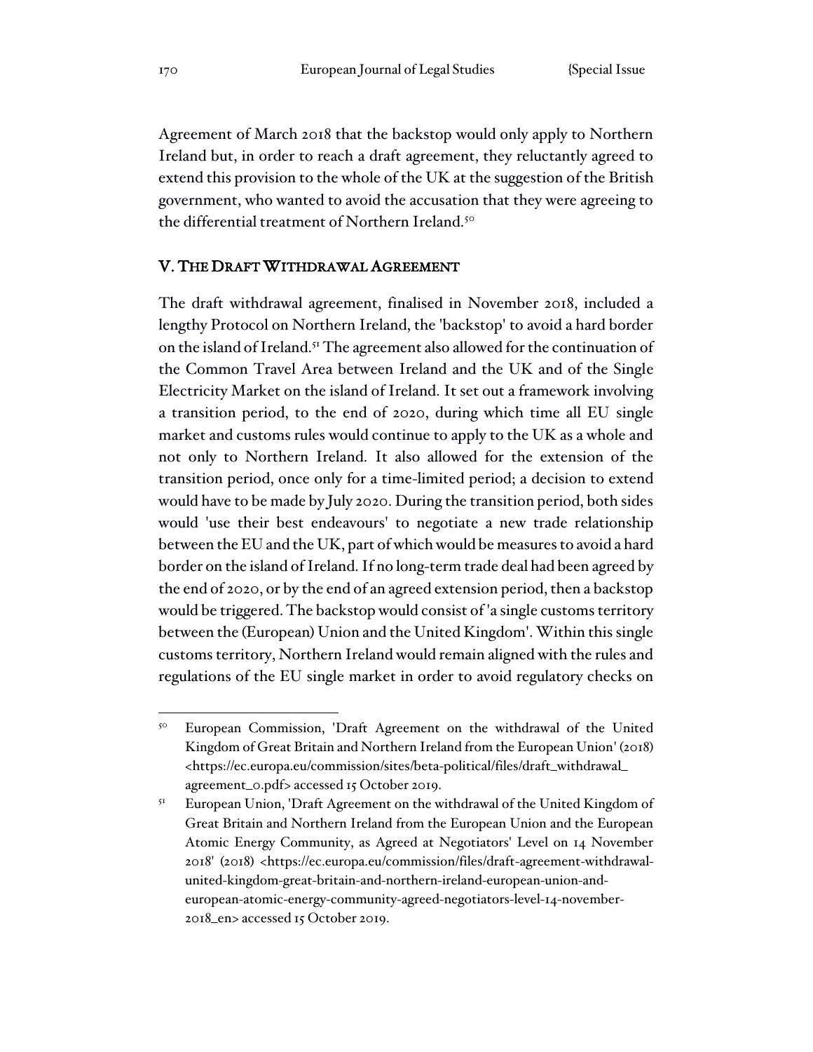Agreement of March 2018 that the backstop would only apply to Northern Ireland but, in order to reach a draft agreement, they reluctantly agreed to extend this provision to the whole of the UK at the suggestion of the British government, who wanted to avoid the accusation that they were agreeing to the differential treatment of Northern Ireland.[50]

## V. The Draft Withdrawal Agreement

The draft withdrawal agreement, finalised in November 2018, included a lengthy Protocol on Northern Ireland, the 'backstop' to avoid a hard border on the island of Ireland.[51] The agreement also allowed for the continuation of the Common Travel Area between Ireland and the UK and of the Single Electricity Market on the island of Ireland. It set out a framework involving a transition period, to the end of 2020, during which time all EU single market and customs rules would continue to apply to the UK as a whole and not only to Northern Ireland. It also allowed for the extension of the transition period, once only for a time-limited period; a decision to extend would have to be made by July 2020. During the transition period, both sides would 'use their best endeavours' to negotiate a new trade relationship between the EU and the UK, part of which would be measures to avoid a hard border on the island of Ireland. If no long-term trade deal had been agreed by the end of 2020, or by the end of an agreed extension period, then a backstop would be triggered. The backstop would consist of 'a single customs territory between the (European) Union and the United Kingdom'. Within this single customs territory, Northern Ireland would remain aligned with the rules and regulations of the EU single market in order to avoid regulatory checks on

---

[50] European Commission, 'Draft Agreement on the withdrawal of the United Kingdom of Great Britain and Northern Ireland from the European Union' (2018) <https://ec.europa.eu/commission/sites/beta-political/files/draft_withdrawal_agreement_0.pdf> accessed 15 October 2019.

[51] European Union, 'Draft Agreement on the withdrawal of the United Kingdom of Great Britain and Northern Ireland from the European Union and the European Atomic Energy Community, as Agreed at Negotiators' Level on 14 November 2018' (2018) <https://ec.europa.eu/commission/files/draft-agreement-withdrawal-united-kingdom-great-britain-and-northern-ireland-european-union-and-european-atomic-energy-community-agreed-negotiators-level-14-november-2018_en> accessed 15 October 2019.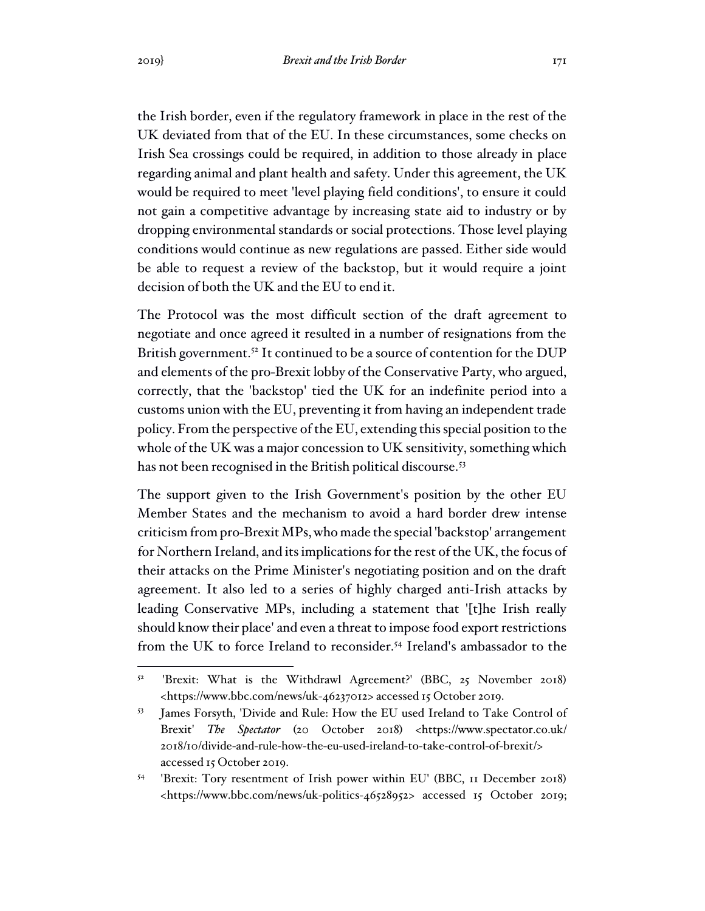the Irish border, even if the regulatory framework in place in the rest of the UK deviated from that of the EU. In these circumstances, some checks on Irish Sea crossings could be required, in addition to those already in place regarding animal and plant health and safety. Under this agreement, the UK would be required to meet 'level playing field conditions', to ensure it could not gain a competitive advantage by increasing state aid to industry or by dropping environmental standards or social protections. Those level playing conditions would continue as new regulations are passed. Either side would be able to request a review of the backstop, but it would require a joint decision of both the UK and the EU to end it.

The Protocol was the most difficult section of the draft agreement to negotiate and once agreed it resulted in a number of resignations from the British government.[52] It continued to be a source of contention for the DUP and elements of the pro-Brexit lobby of the Conservative Party, who argued, correctly, that the 'backstop' tied the UK for an indefinite period into a customs union with the EU, preventing it from having an independent trade policy. From the perspective of the EU, extending this special position to the whole of the UK was a major concession to UK sensitivity, something which has not been recognised in the British political discourse.[53]

The support given to the Irish Government's position by the other EU Member States and the mechanism to avoid a hard border drew intense criticism from pro-Brexit MPs, who made the special 'backstop' arrangement for Northern Ireland, and its implications for the rest of the UK, the focus of their attacks on the Prime Minister's negotiating position and on the draft agreement. It also led to a series of highly charged anti-Irish attacks by leading Conservative MPs, including a statement that '[t]he Irish really should know their place' and even a threat to impose food export restrictions from the UK to force Ireland to reconsider.[54] Ireland's ambassador to the

---

[52] 'Brexit: What is the Withdrawl Agreement?' (BBC, 25 November 2018) <https://www.bbc.com/news/uk-46237012> accessed 15 October 2019.

[53] James Forsyth, 'Divide and Rule: How the EU used Ireland to Take Control of Brexit' *The Spectator* (20 October 2018) <https://www.spectator.co.uk/2018/10/divide-and-rule-how-the-eu-used-ireland-to-take-control-of-brexit/> accessed 15 October 2019.

[54] 'Brexit: Tory resentment of Irish power within EU' (BBC, 11 December 2018) <https://www.bbc.com/news/uk-politics-46528952> accessed 15 October 2019;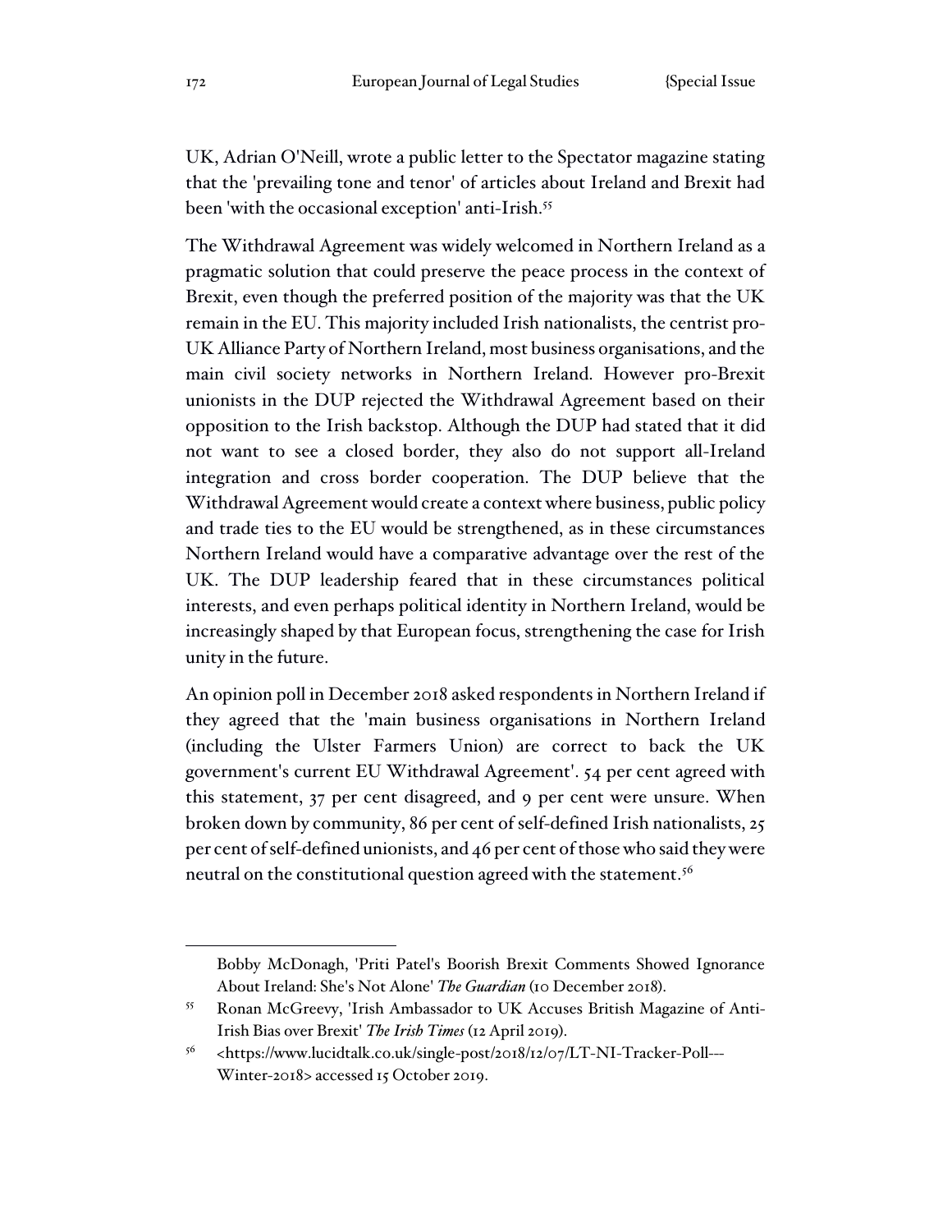UK, Adrian O'Neill, wrote a public letter to the Spectator magazine stating that the 'prevailing tone and tenor' of articles about Ireland and Brexit had been 'with the occasional exception' anti-Irish.[55]

The Withdrawal Agreement was widely welcomed in Northern Ireland as a pragmatic solution that could preserve the peace process in the context of Brexit, even though the preferred position of the majority was that the UK remain in the EU. This majority included Irish nationalists, the centrist pro-UK Alliance Party of Northern Ireland, most business organisations, and the main civil society networks in Northern Ireland. However pro-Brexit unionists in the DUP rejected the Withdrawal Agreement based on their opposition to the Irish backstop. Although the DUP had stated that it did not want to see a closed border, they also do not support all-Ireland integration and cross border cooperation. The DUP believe that the Withdrawal Agreement would create a context where business, public policy and trade ties to the EU would be strengthened, as in these circumstances Northern Ireland would have a comparative advantage over the rest of the UK. The DUP leadership feared that in these circumstances political interests, and even perhaps political identity in Northern Ireland, would be increasingly shaped by that European focus, strengthening the case for Irish unity in the future.

An opinion poll in December 2018 asked respondents in Northern Ireland if they agreed that the 'main business organisations in Northern Ireland (including the Ulster Farmers Union) are correct to back the UK government's current EU Withdrawal Agreement'. 54 per cent agreed with this statement, 37 per cent disagreed, and 9 per cent were unsure. When broken down by community, 86 per cent of self-defined Irish nationalists, 25 per cent of self-defined unionists, and 46 per cent of those who said they were neutral on the constitutional question agreed with the statement.[56]

---

Bobby McDonagh, 'Priti Patel's Boorish Brexit Comments Showed Ignorance About Ireland: She's Not Alone' *The Guardian* (10 December 2018).

[55] Ronan McGreevy, 'Irish Ambassador to UK Accuses British Magazine of Anti-Irish Bias over Brexit' *The Irish Times* (12 April 2019).

[56] <https://www.lucidtalk.co.uk/single-post/2018/12/07/LT-NI-Tracker-Poll---Winter-2018> accessed 15 October 2019.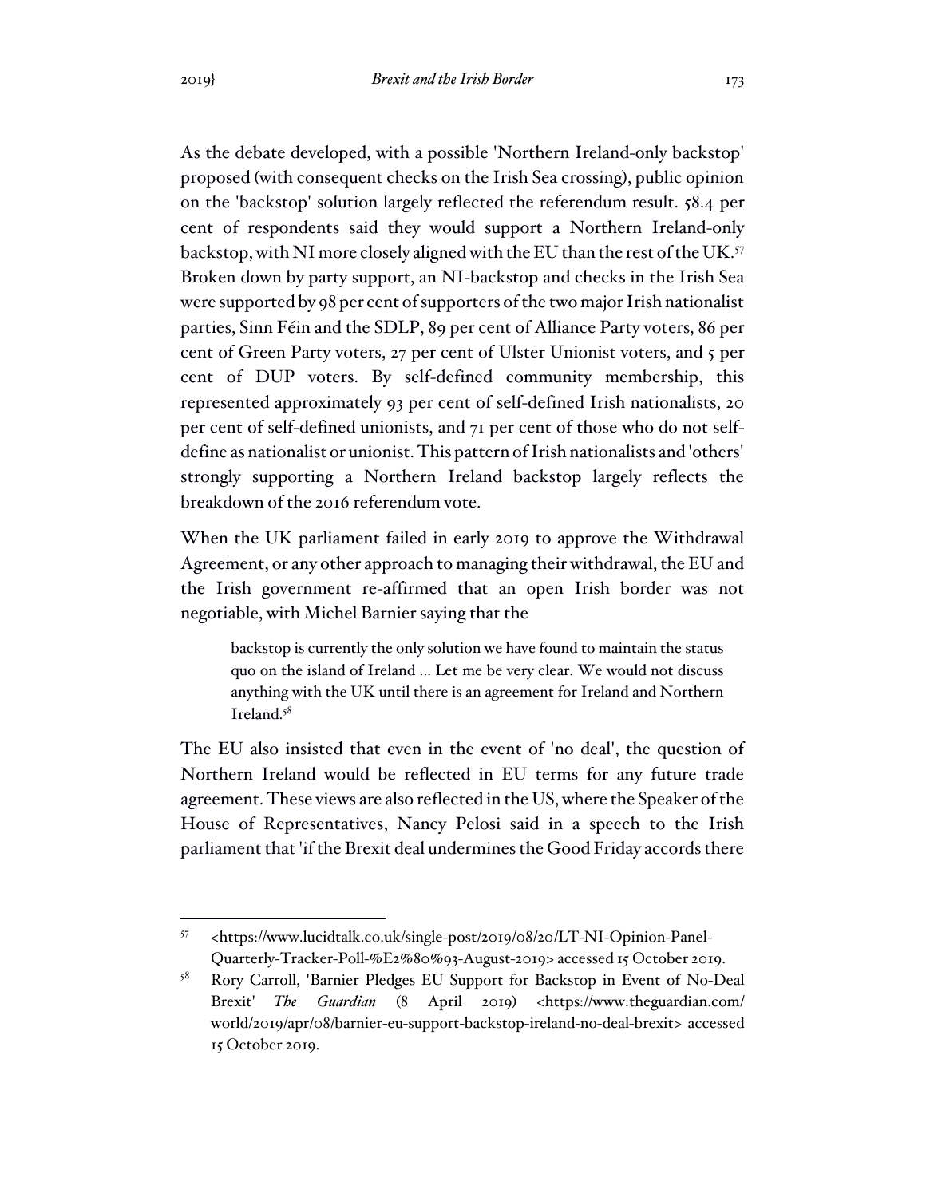As the debate developed, with a possible 'Northern Ireland-only backstop' proposed (with consequent checks on the Irish Sea crossing), public opinion on the 'backstop' solution largely reflected the referendum result. 58.4 per cent of respondents said they would support a Northern Ireland-only backstop, with NI more closely aligned with the EU than the rest of the UK.[57] Broken down by party support, an NI-backstop and checks in the Irish Sea were supported by 98 per cent of supporters of the two major Irish nationalist parties, Sinn Féin and the SDLP, 89 per cent of Alliance Party voters, 86 per cent of Green Party voters, 27 per cent of Ulster Unionist voters, and 5 per cent of DUP voters. By self-defined community membership, this represented approximately 93 per cent of self-defined Irish nationalists, 20 per cent of self-defined unionists, and 71 per cent of those who do not self-define as nationalist or unionist. This pattern of Irish nationalists and 'others' strongly supporting a Northern Ireland backstop largely reflects the breakdown of the 2016 referendum vote.

When the UK parliament failed in early 2019 to approve the Withdrawal Agreement, or any other approach to managing their withdrawal, the EU and the Irish government re-affirmed that an open Irish border was not negotiable, with Michel Barnier saying that the

> backstop is currently the only solution we have found to maintain the status quo on the island of Ireland ... Let me be very clear. We would not discuss anything with the UK until there is an agreement for Ireland and Northern Ireland.[58]

The EU also insisted that even in the event of 'no deal', the question of Northern Ireland would be reflected in EU terms for any future trade agreement. These views are also reflected in the US, where the Speaker of the House of Representatives, Nancy Pelosi said in a speech to the Irish parliament that 'if the Brexit deal undermines the Good Friday accords there

---

[57] <https://www.lucidtalk.co.uk/single-post/2019/08/20/LT-NI-Opinion-Panel-Quarterly-Tracker-Poll-%E2%80%93-August-2019> accessed 15 October 2019.

[58] Rory Carroll, 'Barnier Pledges EU Support for Backstop in Event of No-Deal Brexit' *The Guardian* (8 April 2019) <https://www.theguardian.com/world/2019/apr/08/barnier-eu-support-backstop-ireland-no-deal-brexit> accessed 15 October 2019.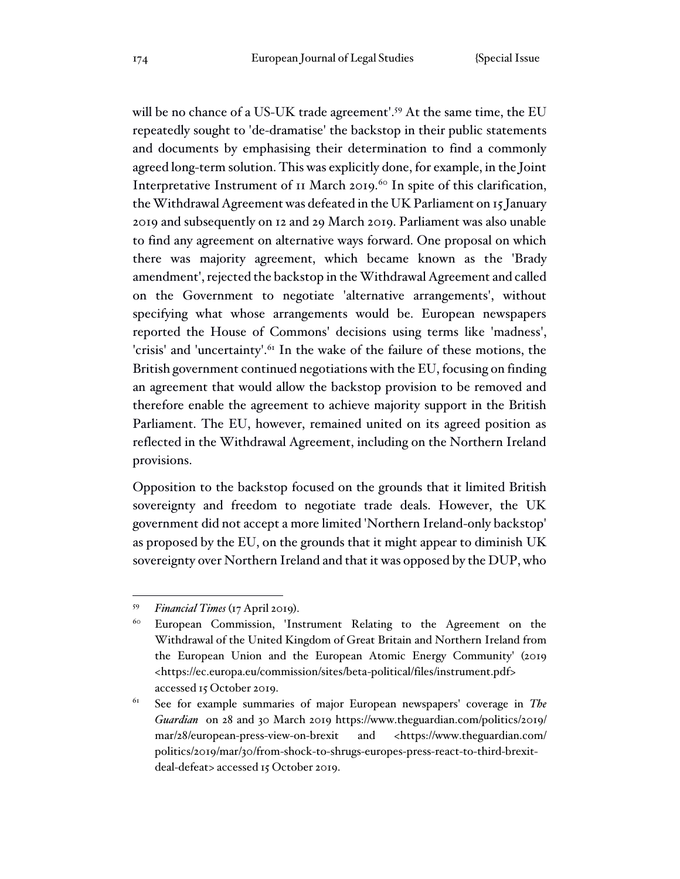will be no chance of a US-UK trade agreement'.[59] At the same time, the EU repeatedly sought to 'de-dramatise' the backstop in their public statements and documents by emphasising their determination to find a commonly agreed long-term solution. This was explicitly done, for example, in the Joint Interpretative Instrument of 11 March 2019.[60] In spite of this clarification, the Withdrawal Agreement was defeated in the UK Parliament on 15 January 2019 and subsequently on 12 and 29 March 2019. Parliament was also unable to find any agreement on alternative ways forward. One proposal on which there was majority agreement, which became known as the 'Brady amendment', rejected the backstop in the Withdrawal Agreement and called on the Government to negotiate 'alternative arrangements', without specifying what whose arrangements would be. European newspapers reported the House of Commons' decisions using terms like 'madness', 'crisis' and 'uncertainty'.[61] In the wake of the failure of these motions, the British government continued negotiations with the EU, focusing on finding an agreement that would allow the backstop provision to be removed and therefore enable the agreement to achieve majority support in the British Parliament. The EU, however, remained united on its agreed position as reflected in the Withdrawal Agreement, including on the Northern Ireland provisions.

Opposition to the backstop focused on the grounds that it limited British sovereignty and freedom to negotiate trade deals. However, the UK government did not accept a more limited 'Northern Ireland-only backstop' as proposed by the EU, on the grounds that it might appear to diminish UK sovereignty over Northern Ireland and that it was opposed by the DUP, who

---

[59] *Financial Times* (17 April 2019).

[60] European Commission, 'Instrument Relating to the Agreement on the Withdrawal of the United Kingdom of Great Britain and Northern Ireland from the European Union and the European Atomic Energy Community' (2019 <https://ec.europa.eu/commission/sites/beta-political/files/instrument.pdf> accessed 15 October 2019.

[61] See for example summaries of major European newspapers' coverage in *The Guardian* on 28 and 30 March 2019 https://www.theguardian.com/politics/2019/mar/28/european-press-view-on-brexit and <https://www.theguardian.com/politics/2019/mar/30/from-shock-to-shrugs-europes-press-react-to-third-brexit-deal-defeat> accessed 15 October 2019.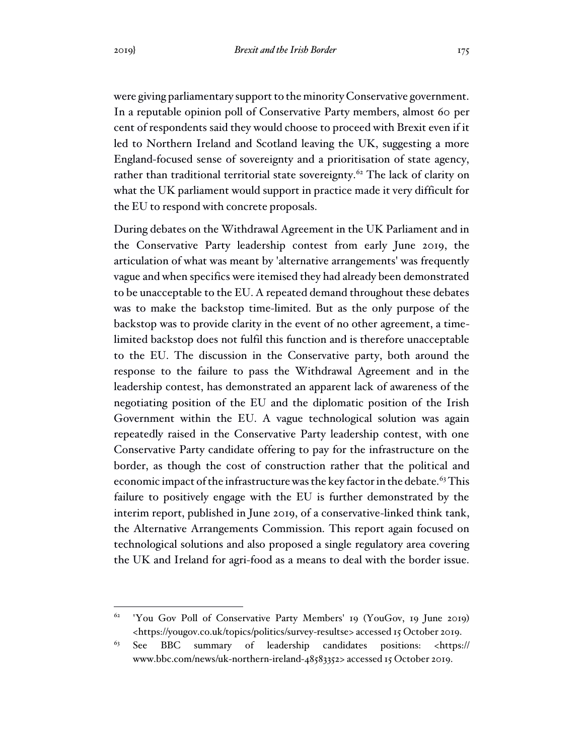were giving parliamentary support to the minority Conservative government. In a reputable opinion poll of Conservative Party members, almost 60 per cent of respondents said they would choose to proceed with Brexit even if it led to Northern Ireland and Scotland leaving the UK, suggesting a more England-focused sense of sovereignty and a prioritisation of state agency, rather than traditional territorial state sovereignty.[62] The lack of clarity on what the UK parliament would support in practice made it very difficult for the EU to respond with concrete proposals.

During debates on the Withdrawal Agreement in the UK Parliament and in the Conservative Party leadership contest from early June 2019, the articulation of what was meant by 'alternative arrangements' was frequently vague and when specifics were itemised they had already been demonstrated to be unacceptable to the EU. A repeated demand throughout these debates was to make the backstop time-limited. But as the only purpose of the backstop was to provide clarity in the event of no other agreement, a time-limited backstop does not fulfil this function and is therefore unacceptable to the EU. The discussion in the Conservative party, both around the response to the failure to pass the Withdrawal Agreement and in the leadership contest, has demonstrated an apparent lack of awareness of the negotiating position of the EU and the diplomatic position of the Irish Government within the EU. A vague technological solution was again repeatedly raised in the Conservative Party leadership contest, with one Conservative Party candidate offering to pay for the infrastructure on the border, as though the cost of construction rather that the political and economic impact of the infrastructure was the key factor in the debate.[63] This failure to positively engage with the EU is further demonstrated by the interim report, published in June 2019, of a conservative-linked think tank, the Alternative Arrangements Commission. This report again focused on technological solutions and also proposed a single regulatory area covering the UK and Ireland for agri-food as a means to deal with the border issue.

---

[62] 'You Gov Poll of Conservative Party Members' 19 (YouGov, 19 June 2019) <https://yougov.co.uk/topics/politics/survey-resultse> accessed 15 October 2019.

[63] See BBC summary of leadership candidates positions: <https://www.bbc.com/news/uk-northern-ireland-48583352> accessed 15 October 2019.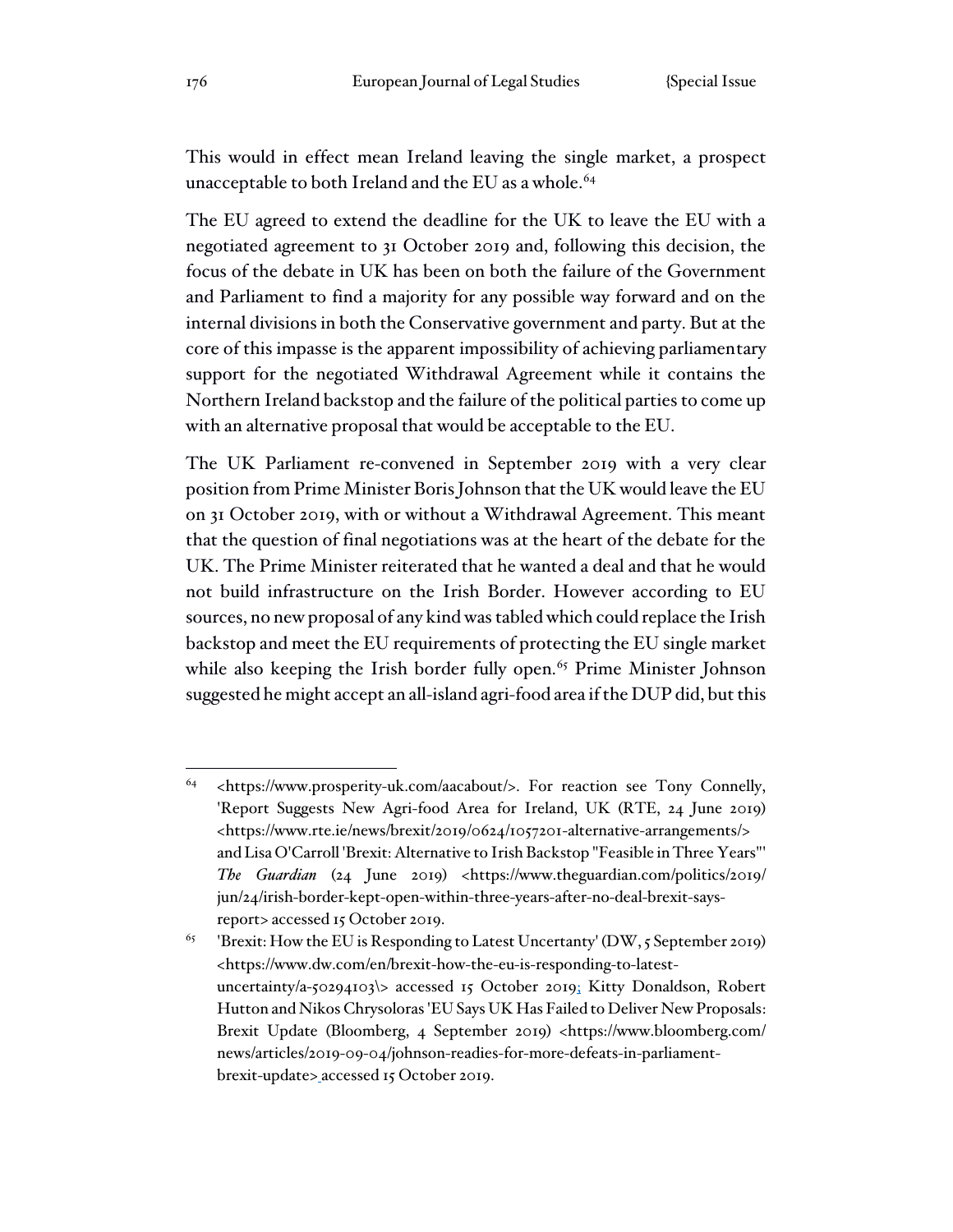This would in effect mean Ireland leaving the single market, a prospect unacceptable to both Ireland and the EU as a whole.[64]

The EU agreed to extend the deadline for the UK to leave the EU with a negotiated agreement to 31 October 2019 and, following this decision, the focus of the debate in UK has been on both the failure of the Government and Parliament to find a majority for any possible way forward and on the internal divisions in both the Conservative government and party. But at the core of this impasse is the apparent impossibility of achieving parliamentary support for the negotiated Withdrawal Agreement while it contains the Northern Ireland backstop and the failure of the political parties to come up with an alternative proposal that would be acceptable to the EU.

The UK Parliament re-convened in September 2019 with a very clear position from Prime Minister Boris Johnson that the UK would leave the EU on 31 October 2019, with or without a Withdrawal Agreement. This meant that the question of final negotiations was at the heart of the debate for the UK. The Prime Minister reiterated that he wanted a deal and that he would not build infrastructure on the Irish Border. However according to EU sources, no new proposal of any kind was tabled which could replace the Irish backstop and meet the EU requirements of protecting the EU single market while also keeping the Irish border fully open.[65] Prime Minister Johnson suggested he might accept an all-island agri-food area if the DUP did, but this

---

[64] <https://www.prosperity-uk.com/aacabout/>. For reaction see Tony Connelly, 'Report Suggests New Agri-food Area for Ireland, UK (RTE, 24 June 2019) <https://www.rte.ie/news/brexit/2019/0624/1057201-alternative-arrangements/> and Lisa O'Carroll 'Brexit: Alternative to Irish Backstop "Feasible in Three Years"' *The Guardian* (24 June 2019) <https://www.theguardian.com/politics/2019/jun/24/irish-border-kept-open-within-three-years-after-no-deal-brexit-says-report> accessed 15 October 2019.

[65] 'Brexit: How the EU is Responding to Latest Uncertanty' (DW, 5 September 2019) <https://www.dw.com/en/brexit-how-the-eu-is-responding-to-latest-uncertainty/a-50294103\> accessed 15 October 2019; Kitty Donaldson, Robert Hutton and Nikos Chrysoloras 'EU Says UK Has Failed to Deliver New Proposals: Brexit Update (Bloomberg, 4 September 2019) <https://www.bloomberg.com/news/articles/2019-09-04/johnson-readies-for-more-defeats-in-parliament-brexit-update> accessed 15 October 2019.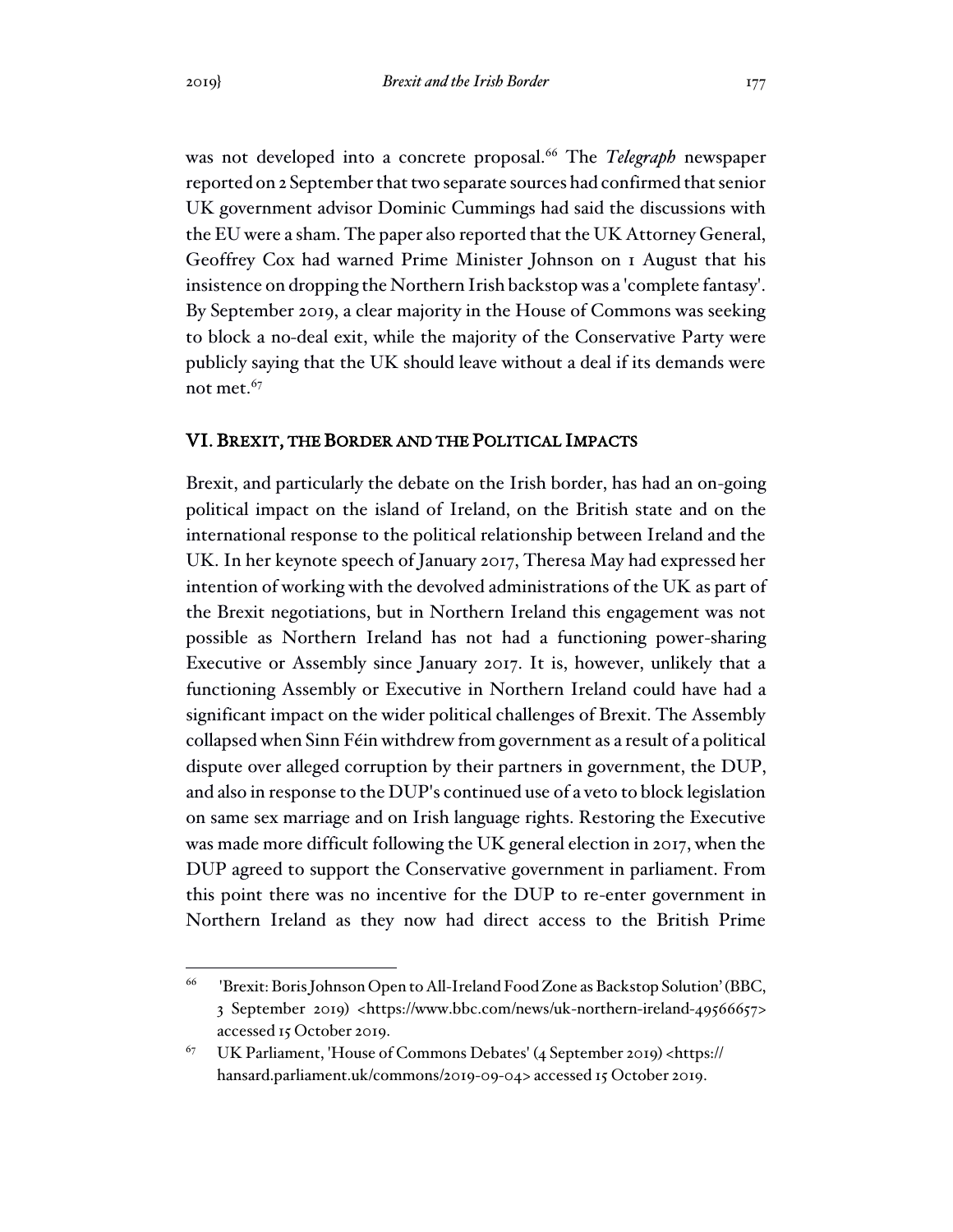was not developed into a concrete proposal.[66] The *Telegraph* newspaper reported on 2 September that two separate sources had confirmed that senior UK government advisor Dominic Cummings had said the discussions with the EU were a sham. The paper also reported that the UK Attorney General, Geoffrey Cox had warned Prime Minister Johnson on 1 August that his insistence on dropping the Northern Irish backstop was a 'complete fantasy'. By September 2019, a clear majority in the House of Commons was seeking to block a no-deal exit, while the majority of the Conservative Party were publicly saying that the UK should leave without a deal if its demands were not met.[67]

## VI. BREXIT, THE BORDER AND THE POLITICAL IMPACTS

Brexit, and particularly the debate on the Irish border, has had an on-going political impact on the island of Ireland, on the British state and on the international response to the political relationship between Ireland and the UK. In her keynote speech of January 2017, Theresa May had expressed her intention of working with the devolved administrations of the UK as part of the Brexit negotiations, but in Northern Ireland this engagement was not possible as Northern Ireland has not had a functioning power-sharing Executive or Assembly since January 2017. It is, however, unlikely that a functioning Assembly or Executive in Northern Ireland could have had a significant impact on the wider political challenges of Brexit. The Assembly collapsed when Sinn Féin withdrew from government as a result of a political dispute over alleged corruption by their partners in government, the DUP, and also in response to the DUP's continued use of a veto to block legislation on same sex marriage and on Irish language rights. Restoring the Executive was made more difficult following the UK general election in 2017, when the DUP agreed to support the Conservative government in parliament. From this point there was no incentive for the DUP to re-enter government in Northern Ireland as they now had direct access to the British Prime

---

[66] 'Brexit: Boris Johnson Open to All-Ireland Food Zone as Backstop Solution' (BBC, 3 September 2019) <https://www.bbc.com/news/uk-northern-ireland-49566657> accessed 15 October 2019.

[67] UK Parliament, 'House of Commons Debates' (4 September 2019) <https://hansard.parliament.uk/commons/2019-09-04> accessed 15 October 2019.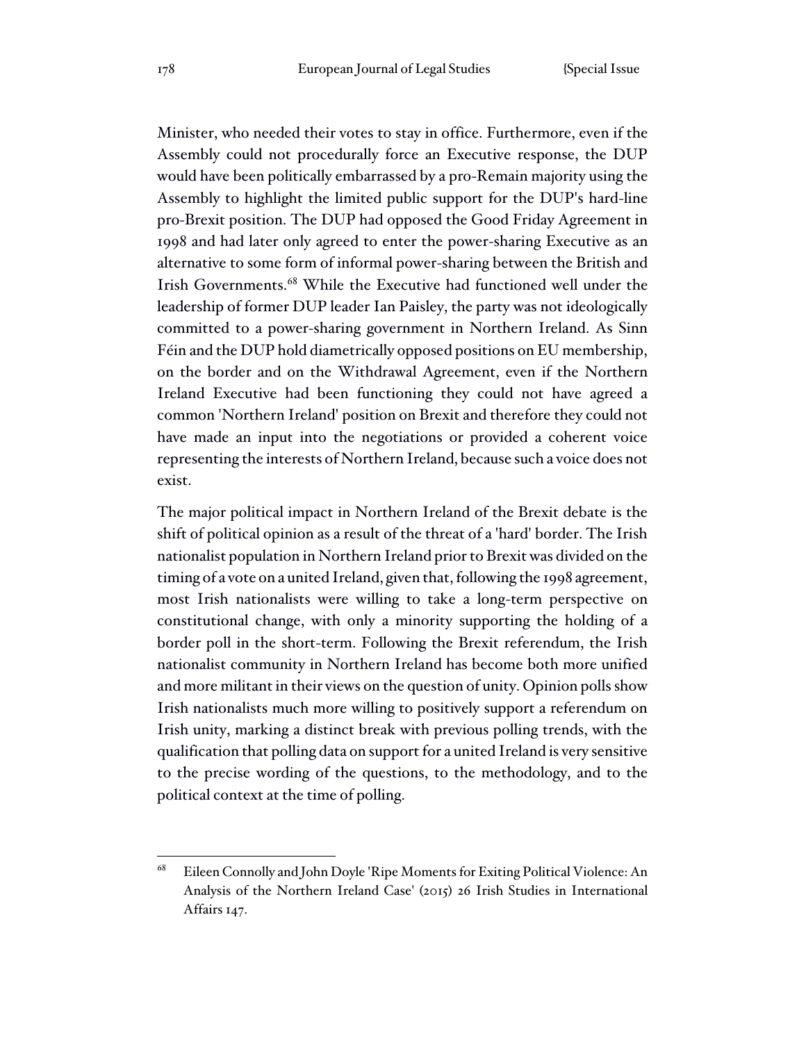Minister, who needed their votes to stay in office. Furthermore, even if the Assembly could not procedurally force an Executive response, the DUP would have been politically embarrassed by a pro-Remain majority using the Assembly to highlight the limited public support for the DUP's hard-line pro-Brexit position. The DUP had opposed the Good Friday Agreement in 1998 and had later only agreed to enter the power-sharing Executive as an alternative to some form of informal power-sharing between the British and Irish Governments.[68] While the Executive had functioned well under the leadership of former DUP leader Ian Paisley, the party was not ideologically committed to a power-sharing government in Northern Ireland. As Sinn Féin and the DUP hold diametrically opposed positions on EU membership, on the border and on the Withdrawal Agreement, even if the Northern Ireland Executive had been functioning they could not have agreed a common 'Northern Ireland' position on Brexit and therefore they could not have made an input into the negotiations or provided a coherent voice representing the interests of Northern Ireland, because such a voice does not exist.

The major political impact in Northern Ireland of the Brexit debate is the shift of political opinion as a result of the threat of a 'hard' border. The Irish nationalist population in Northern Ireland prior to Brexit was divided on the timing of a vote on a united Ireland, given that, following the 1998 agreement, most Irish nationalists were willing to take a long-term perspective on constitutional change, with only a minority supporting the holding of a border poll in the short-term. Following the Brexit referendum, the Irish nationalist community in Northern Ireland has become both more unified and more militant in their views on the question of unity. Opinion polls show Irish nationalists much more willing to positively support a referendum on Irish unity, marking a distinct break with previous polling trends, with the qualification that polling data on support for a united Ireland is very sensitive to the precise wording of the questions, to the methodology, and to the political context at the time of polling.

[68] Eileen Connolly and John Doyle 'Ripe Moments for Exiting Political Violence: An Analysis of the Northern Ireland Case' (2015) 26 Irish Studies in International Affairs 147.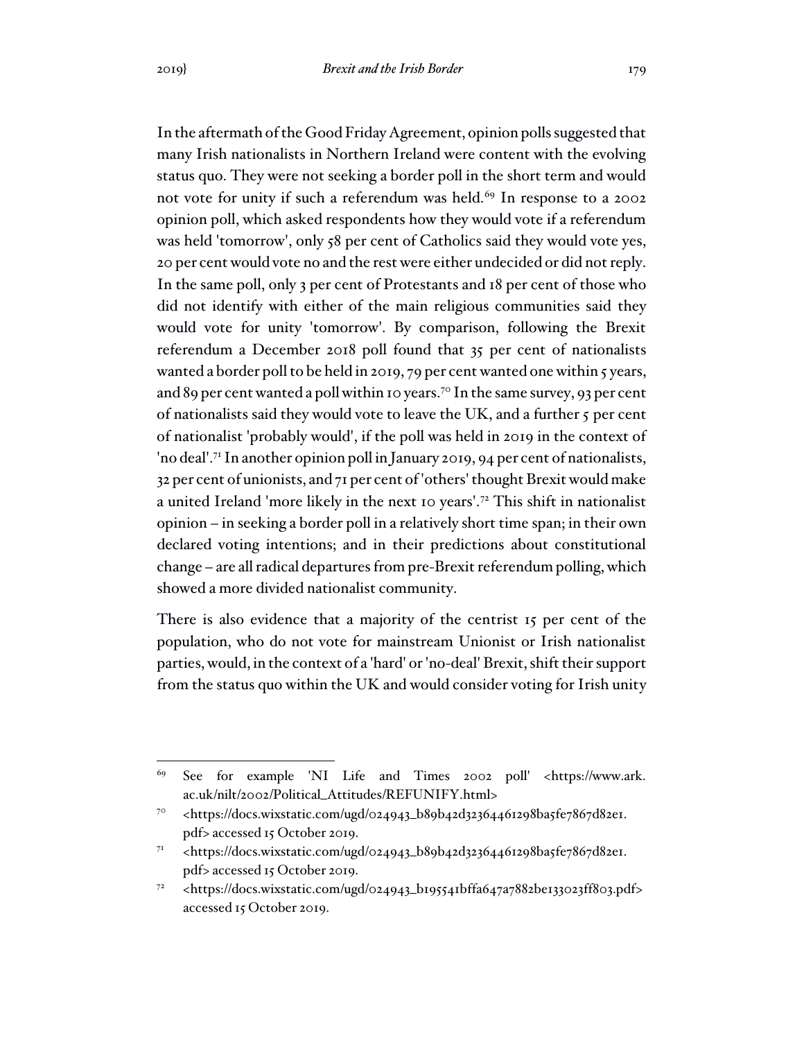In the aftermath of the Good Friday Agreement, opinion polls suggested that many Irish nationalists in Northern Ireland were content with the evolving status quo. They were not seeking a border poll in the short term and would not vote for unity if such a referendum was held.[69] In response to a 2002 opinion poll, which asked respondents how they would vote if a referendum was held 'tomorrow', only 58 per cent of Catholics said they would vote yes, 20 per cent would vote no and the rest were either undecided or did not reply. In the same poll, only 3 per cent of Protestants and 18 per cent of those who did not identify with either of the main religious communities said they would vote for unity 'tomorrow'. By comparison, following the Brexit referendum a December 2018 poll found that 35 per cent of nationalists wanted a border poll to be held in 2019, 79 per cent wanted one within 5 years, and 89 per cent wanted a poll within 10 years.[70] In the same survey, 93 per cent of nationalists said they would vote to leave the UK, and a further 5 per cent of nationalist 'probably would', if the poll was held in 2019 in the context of 'no deal'.[71] In another opinion poll in January 2019, 94 per cent of nationalists, 32 per cent of unionists, and 71 per cent of 'others' thought Brexit would make a united Ireland 'more likely in the next 10 years'.[72] This shift in nationalist opinion – in seeking a border poll in a relatively short time span; in their own declared voting intentions; and in their predictions about constitutional change – are all radical departures from pre-Brexit referendum polling, which showed a more divided nationalist community.

There is also evidence that a majority of the centrist 15 per cent of the population, who do not vote for mainstream Unionist or Irish nationalist parties, would, in the context of a 'hard' or 'no-deal' Brexit, shift their support from the status quo within the UK and would consider voting for Irish unity

---

[69] See for example 'NI Life and Times 2002 poll' <https://www.ark.ac.uk/nilt/2002/Political_Attitudes/REFUNIFY.html>

[70] <https://docs.wixstatic.com/ugd/024943_b89b42d32364461298ba5fe7867d82e1.pdf> accessed 15 October 2019.

[71] <https://docs.wixstatic.com/ugd/024943_b89b42d32364461298ba5fe7867d82e1.pdf> accessed 15 October 2019.

[72] <https://docs.wixstatic.com/ugd/024943_b195541bffa647a7882be133023ff803.pdf> accessed 15 October 2019.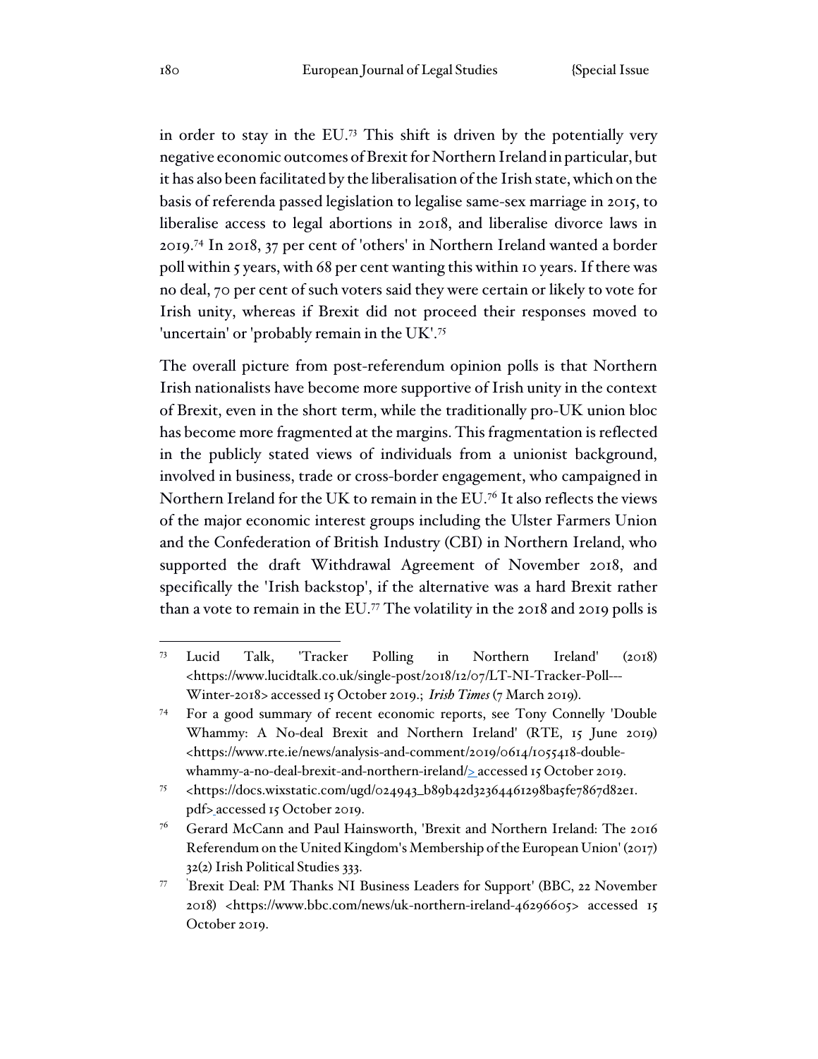in order to stay in the EU.[73] This shift is driven by the potentially very negative economic outcomes of Brexit for Northern Ireland in particular, but it has also been facilitated by the liberalisation of the Irish state, which on the basis of referenda passed legislation to legalise same-sex marriage in 2015, to liberalise access to legal abortions in 2018, and liberalise divorce laws in 2019.[74] In 2018, 37 per cent of 'others' in Northern Ireland wanted a border poll within 5 years, with 68 per cent wanting this within 10 years. If there was no deal, 70 per cent of such voters said they were certain or likely to vote for Irish unity, whereas if Brexit did not proceed their responses moved to 'uncertain' or 'probably remain in the UK'.[75]

The overall picture from post-referendum opinion polls is that Northern Irish nationalists have become more supportive of Irish unity in the context of Brexit, even in the short term, while the traditionally pro-UK union bloc has become more fragmented at the margins. This fragmentation is reflected in the publicly stated views of individuals from a unionist background, involved in business, trade or cross-border engagement, who campaigned in Northern Ireland for the UK to remain in the EU.[76] It also reflects the views of the major economic interest groups including the Ulster Farmers Union and the Confederation of British Industry (CBI) in Northern Ireland, who supported the draft Withdrawal Agreement of November 2018, and specifically the 'Irish backstop', if the alternative was a hard Brexit rather than a vote to remain in the EU.[77] The volatility in the 2018 and 2019 polls is

---

[73] Lucid Talk, 'Tracker Polling in Northern Ireland' (2018) <https://www.lucidtalk.co.uk/single-post/2018/12/07/LT-NI-Tracker-Poll---Winter-2018> accessed 15 October 2019.; *Irish Times* (7 March 2019).

[74] For a good summary of recent economic reports, see Tony Connelly 'Double Whammy: A No-deal Brexit and Northern Ireland' (RTE, 15 June 2019) <https://www.rte.ie/news/analysis-and-comment/2019/0614/1055418-double-whammy-a-no-deal-brexit-and-northern-ireland/> accessed 15 October 2019.

[75] <https://docs.wixstatic.com/ugd/024943_b89b42d32364461298ba5fe7867d82e1.pdf> accessed 15 October 2019.

[76] Gerard McCann and Paul Hainsworth, 'Brexit and Northern Ireland: The 2016 Referendum on the United Kingdom's Membership of the European Union' (2017) 32(2) Irish Political Studies 333.

[77] 'Brexit Deal: PM Thanks NI Business Leaders for Support' (BBC, 22 November 2018) <https://www.bbc.com/news/uk-northern-ireland-46296605> accessed 15 October 2019.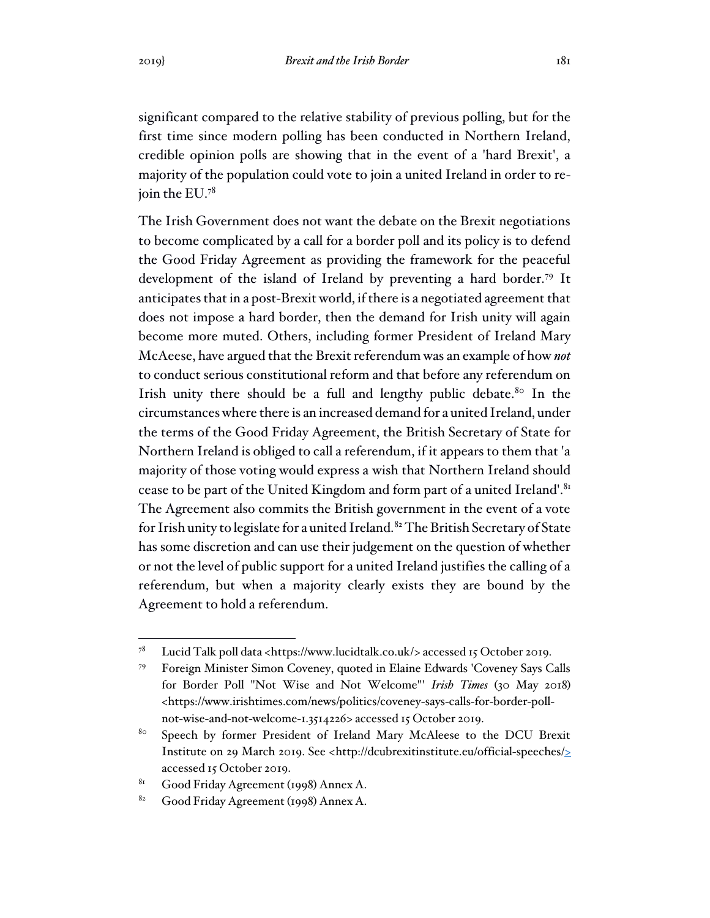significant compared to the relative stability of previous polling, but for the first time since modern polling has been conducted in Northern Ireland, credible opinion polls are showing that in the event of a 'hard Brexit', a majority of the population could vote to join a united Ireland in order to re-join the EU.[78]

The Irish Government does not want the debate on the Brexit negotiations to become complicated by a call for a border poll and its policy is to defend the Good Friday Agreement as providing the framework for the peaceful development of the island of Ireland by preventing a hard border.[79] It anticipates that in a post-Brexit world, if there is a negotiated agreement that does not impose a hard border, then the demand for Irish unity will again become more muted. Others, including former President of Ireland Mary McAeese, have argued that the Brexit referendum was an example of how ***not*** to conduct serious constitutional reform and that before any referendum on Irish unity there should be a full and lengthy public debate.[80] In the circumstances where there is an increased demand for a united Ireland, under the terms of the Good Friday Agreement, the British Secretary of State for Northern Ireland is obliged to call a referendum, if it appears to them that 'a majority of those voting would express a wish that Northern Ireland should cease to be part of the United Kingdom and form part of a united Ireland'.[81] The Agreement also commits the British government in the event of a vote for Irish unity to legislate for a united Ireland.[82] The British Secretary of State has some discretion and can use their judgement on the question of whether or not the level of public support for a united Ireland justifies the calling of a referendum, but when a majority clearly exists they are bound by the Agreement to hold a referendum.

---

[78] Lucid Talk poll data <https://www.lucidtalk.co.uk/> accessed 15 October 2019.

[79] Foreign Minister Simon Coveney, quoted in Elaine Edwards 'Coveney Says Calls for Border Poll "Not Wise and Not Welcome"' *Irish Times* (30 May 2018) <https://www.irishtimes.com/news/politics/coveney-says-calls-for-border-poll-not-wise-and-not-welcome-1.3514226> accessed 15 October 2019.

[80] Speech by former President of Ireland Mary McAleese to the DCU Brexit Institute on 29 March 2019. See <http://dcubrexitinstitute.eu/official-speeches/> accessed 15 October 2019.

[81] Good Friday Agreement (1998) Annex A.

[82] Good Friday Agreement (1998) Annex A.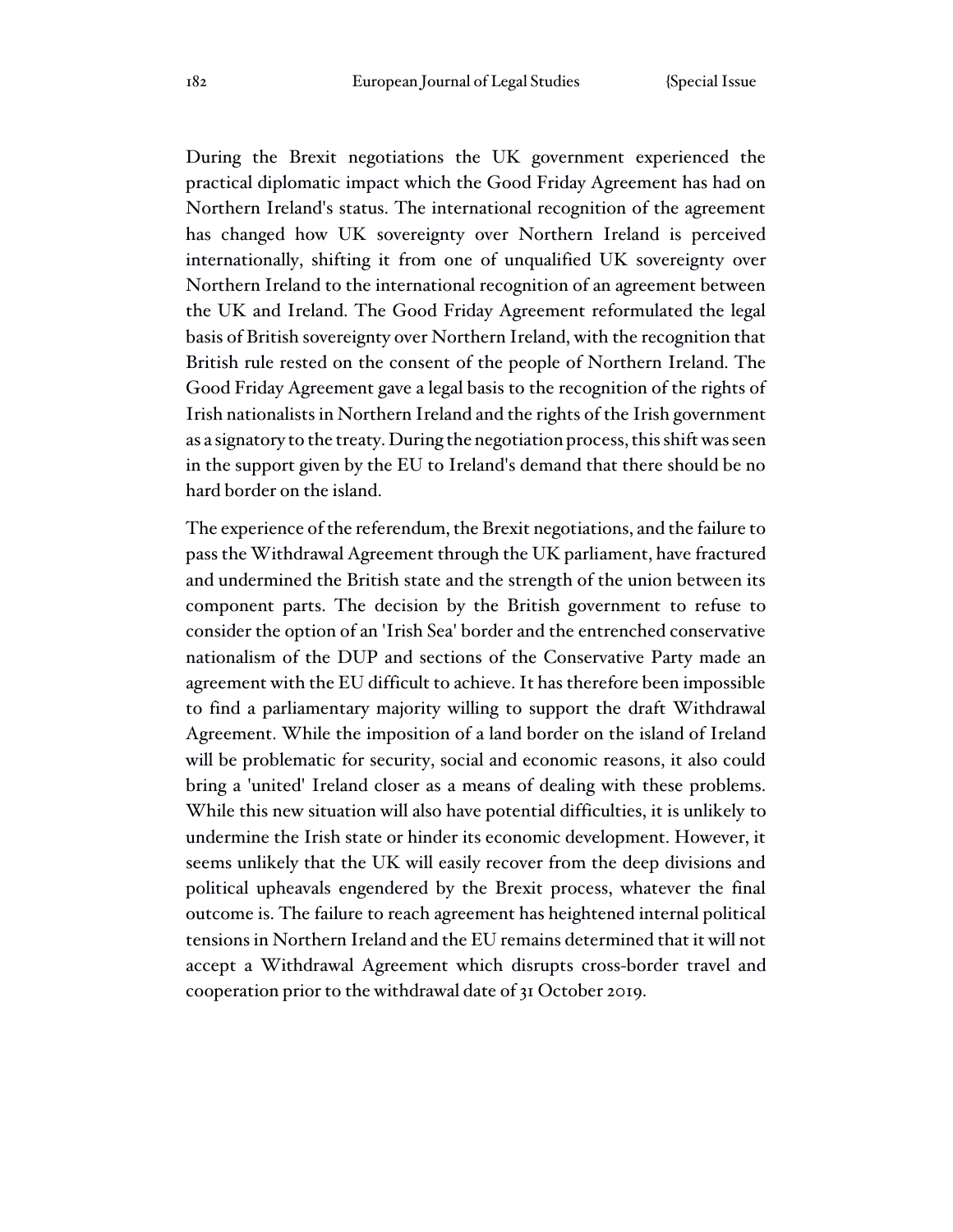During the Brexit negotiations the UK government experienced the practical diplomatic impact which the Good Friday Agreement has had on Northern Ireland's status. The international recognition of the agreement has changed how UK sovereignty over Northern Ireland is perceived internationally, shifting it from one of unqualified UK sovereignty over Northern Ireland to the international recognition of an agreement between the UK and Ireland. The Good Friday Agreement reformulated the legal basis of British sovereignty over Northern Ireland, with the recognition that British rule rested on the consent of the people of Northern Ireland. The Good Friday Agreement gave a legal basis to the recognition of the rights of Irish nationalists in Northern Ireland and the rights of the Irish government as a signatory to the treaty. During the negotiation process, this shift was seen in the support given by the EU to Ireland's demand that there should be no hard border on the island.

The experience of the referendum, the Brexit negotiations, and the failure to pass the Withdrawal Agreement through the UK parliament, have fractured and undermined the British state and the strength of the union between its component parts. The decision by the British government to refuse to consider the option of an 'Irish Sea' border and the entrenched conservative nationalism of the DUP and sections of the Conservative Party made an agreement with the EU difficult to achieve. It has therefore been impossible to find a parliamentary majority willing to support the draft Withdrawal Agreement. While the imposition of a land border on the island of Ireland will be problematic for security, social and economic reasons, it also could bring a 'united' Ireland closer as a means of dealing with these problems. While this new situation will also have potential difficulties, it is unlikely to undermine the Irish state or hinder its economic development. However, it seems unlikely that the UK will easily recover from the deep divisions and political upheavals engendered by the Brexit process, whatever the final outcome is. The failure to reach agreement has heightened internal political tensions in Northern Ireland and the EU remains determined that it will not accept a Withdrawal Agreement which disrupts cross-border travel and cooperation prior to the withdrawal date of 31 October 2019.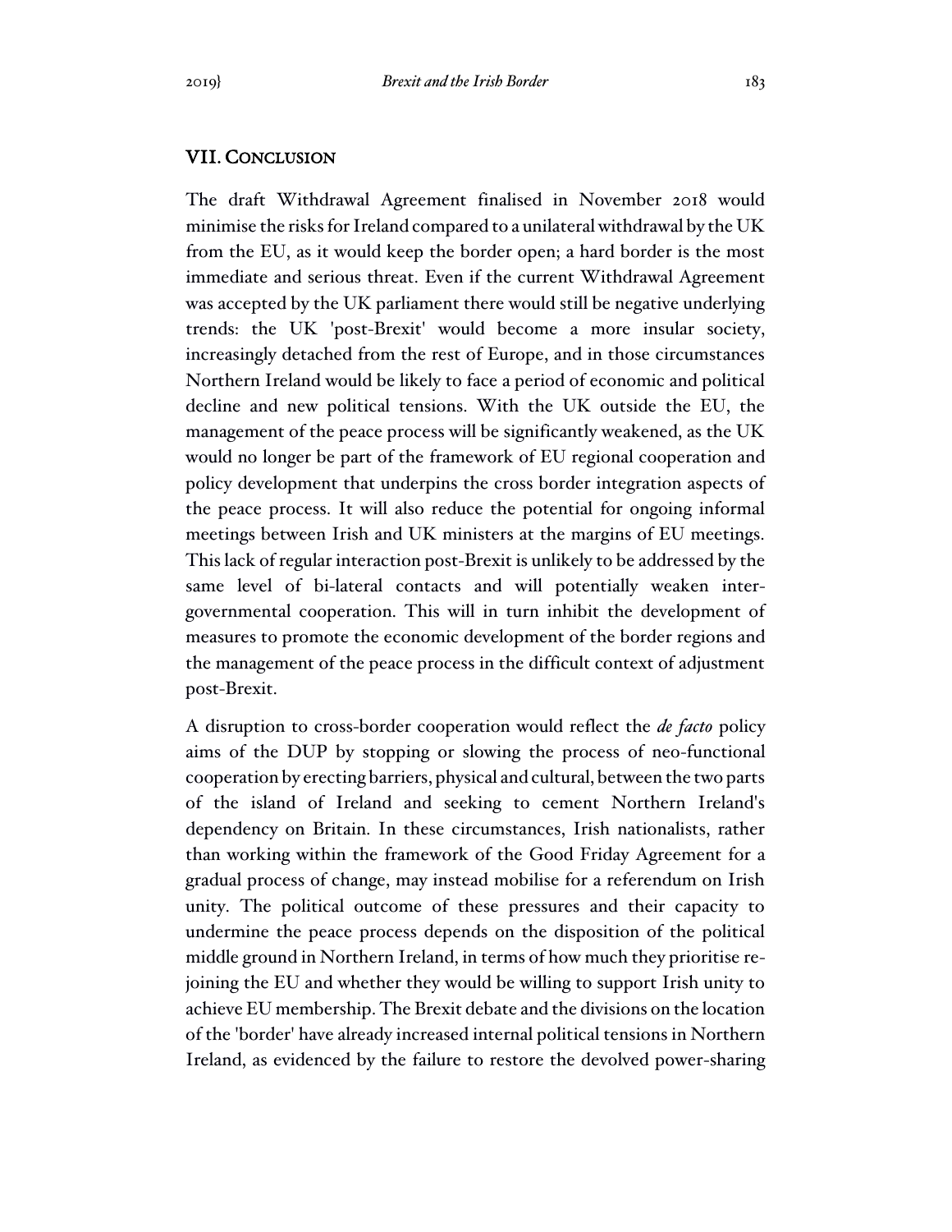## VII. Conclusion

The draft Withdrawal Agreement finalised in November 2018 would minimise the risks for Ireland compared to a unilateral withdrawal by the UK from the EU, as it would keep the border open; a hard border is the most immediate and serious threat. Even if the current Withdrawal Agreement was accepted by the UK parliament there would still be negative underlying trends: the UK 'post-Brexit' would become a more insular society, increasingly detached from the rest of Europe, and in those circumstances Northern Ireland would be likely to face a period of economic and political decline and new political tensions. With the UK outside the EU, the management of the peace process will be significantly weakened, as the UK would no longer be part of the framework of EU regional cooperation and policy development that underpins the cross border integration aspects of the peace process. It will also reduce the potential for ongoing informal meetings between Irish and UK ministers at the margins of EU meetings. This lack of regular interaction post-Brexit is unlikely to be addressed by the same level of bi-lateral contacts and will potentially weaken inter-governmental cooperation. This will in turn inhibit the development of measures to promote the economic development of the border regions and the management of the peace process in the difficult context of adjustment post-Brexit.

A disruption to cross-border cooperation would reflect the *de facto* policy aims of the DUP by stopping or slowing the process of neo-functional cooperation by erecting barriers, physical and cultural, between the two parts of the island of Ireland and seeking to cement Northern Ireland's dependency on Britain. In these circumstances, Irish nationalists, rather than working within the framework of the Good Friday Agreement for a gradual process of change, may instead mobilise for a referendum on Irish unity. The political outcome of these pressures and their capacity to undermine the peace process depends on the disposition of the political middle ground in Northern Ireland, in terms of how much they prioritise re-joining the EU and whether they would be willing to support Irish unity to achieve EU membership. The Brexit debate and the divisions on the location of the 'border' have already increased internal political tensions in Northern Ireland, as evidenced by the failure to restore the devolved power-sharing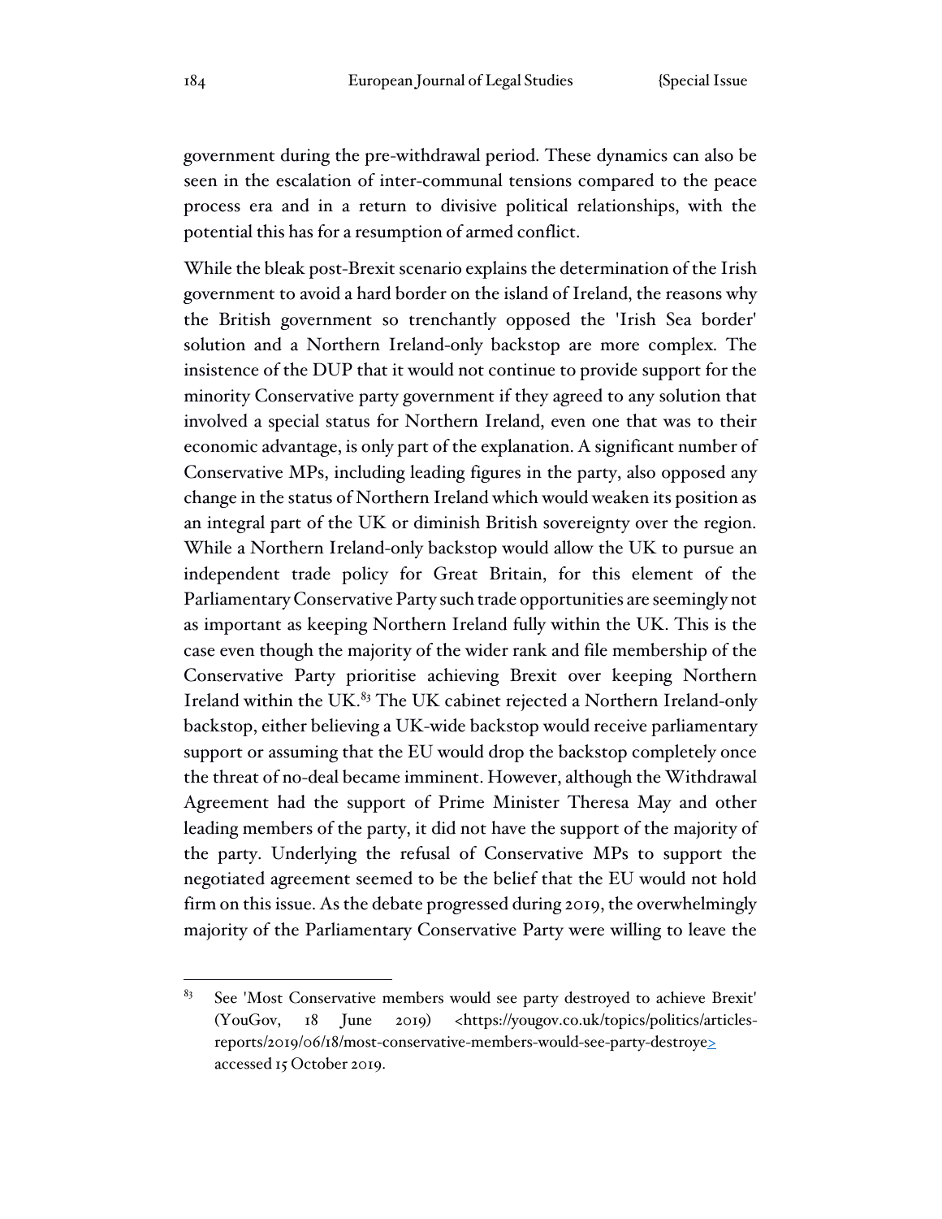government during the pre-withdrawal period. These dynamics can also be seen in the escalation of inter-communal tensions compared to the peace process era and in a return to divisive political relationships, with the potential this has for a resumption of armed conflict.

While the bleak post-Brexit scenario explains the determination of the Irish government to avoid a hard border on the island of Ireland, the reasons why the British government so trenchantly opposed the 'Irish Sea border' solution and a Northern Ireland-only backstop are more complex. The insistence of the DUP that it would not continue to provide support for the minority Conservative party government if they agreed to any solution that involved a special status for Northern Ireland, even one that was to their economic advantage, is only part of the explanation. A significant number of Conservative MPs, including leading figures in the party, also opposed any change in the status of Northern Ireland which would weaken its position as an integral part of the UK or diminish British sovereignty over the region. While a Northern Ireland-only backstop would allow the UK to pursue an independent trade policy for Great Britain, for this element of the Parliamentary Conservative Party such trade opportunities are seemingly not as important as keeping Northern Ireland fully within the UK. This is the case even though the majority of the wider rank and file membership of the Conservative Party prioritise achieving Brexit over keeping Northern Ireland within the UK.[83] The UK cabinet rejected a Northern Ireland-only backstop, either believing a UK-wide backstop would receive parliamentary support or assuming that the EU would drop the backstop completely once the threat of no-deal became imminent. However, although the Withdrawal Agreement had the support of Prime Minister Theresa May and other leading members of the party, it did not have the support of the majority of the party. Underlying the refusal of Conservative MPs to support the negotiated agreement seemed to be the belief that the EU would not hold firm on this issue. As the debate progressed during 2019, the overwhelmingly majority of the Parliamentary Conservative Party were willing to leave the

---

[83] See 'Most Conservative members would see party destroyed to achieve Brexit' (YouGov, 18 June 2019) <https://yougov.co.uk/topics/politics/articles-reports/2019/06/18/most-conservative-members-would-see-party-destroye> accessed 15 October 2019.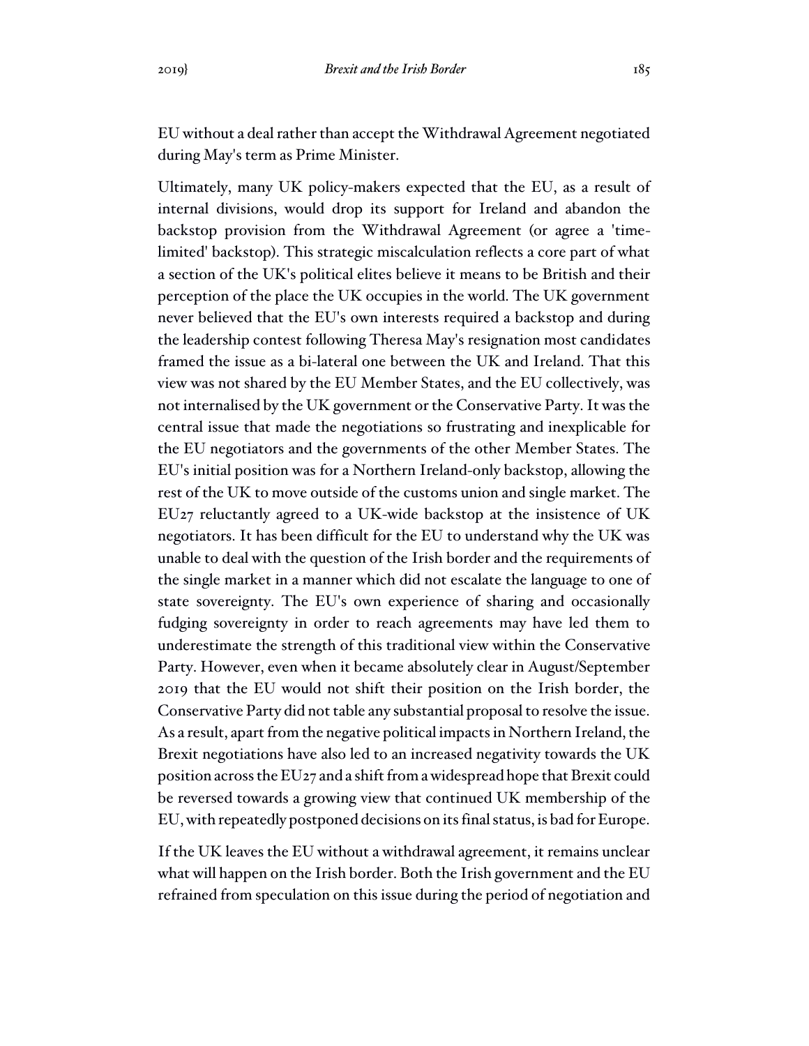EU without a deal rather than accept the Withdrawal Agreement negotiated during May's term as Prime Minister.

Ultimately, many UK policy-makers expected that the EU, as a result of internal divisions, would drop its support for Ireland and abandon the backstop provision from the Withdrawal Agreement (or agree a 'time-limited' backstop). This strategic miscalculation reflects a core part of what a section of the UK's political elites believe it means to be British and their perception of the place the UK occupies in the world. The UK government never believed that the EU's own interests required a backstop and during the leadership contest following Theresa May's resignation most candidates framed the issue as a bi-lateral one between the UK and Ireland. That this view was not shared by the EU Member States, and the EU collectively, was not internalised by the UK government or the Conservative Party. It was the central issue that made the negotiations so frustrating and inexplicable for the EU negotiators and the governments of the other Member States. The EU's initial position was for a Northern Ireland-only backstop, allowing the rest of the UK to move outside of the customs union and single market. The EU27 reluctantly agreed to a UK-wide backstop at the insistence of UK negotiators. It has been difficult for the EU to understand why the UK was unable to deal with the question of the Irish border and the requirements of the single market in a manner which did not escalate the language to one of state sovereignty. The EU's own experience of sharing and occasionally fudging sovereignty in order to reach agreements may have led them to underestimate the strength of this traditional view within the Conservative Party. However, even when it became absolutely clear in August/September 2019 that the EU would not shift their position on the Irish border, the Conservative Party did not table any substantial proposal to resolve the issue. As a result, apart from the negative political impacts in Northern Ireland, the Brexit negotiations have also led to an increased negativity towards the UK position across the EU27 and a shift from a widespread hope that Brexit could be reversed towards a growing view that continued UK membership of the EU, with repeatedly postponed decisions on its final status, is bad for Europe.

If the UK leaves the EU without a withdrawal agreement, it remains unclear what will happen on the Irish border. Both the Irish government and the EU refrained from speculation on this issue during the period of negotiation and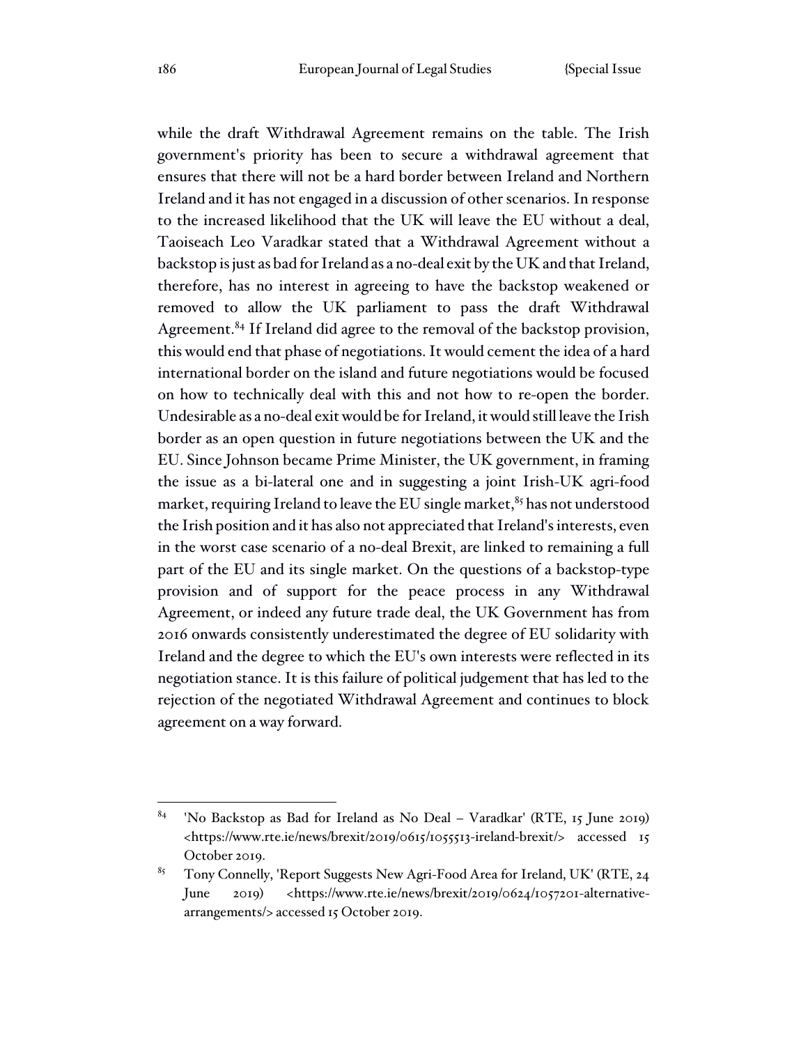while the draft Withdrawal Agreement remains on the table. The Irish government's priority has been to secure a withdrawal agreement that ensures that there will not be a hard border between Ireland and Northern Ireland and it has not engaged in a discussion of other scenarios. In response to the increased likelihood that the UK will leave the EU without a deal, Taoiseach Leo Varadkar stated that a Withdrawal Agreement without a backstop is just as bad for Ireland as a no-deal exit by the UK and that Ireland, therefore, has no interest in agreeing to have the backstop weakened or removed to allow the UK parliament to pass the draft Withdrawal Agreement.[84] If Ireland did agree to the removal of the backstop provision, this would end that phase of negotiations. It would cement the idea of a hard international border on the island and future negotiations would be focused on how to technically deal with this and not how to re-open the border. Undesirable as a no-deal exit would be for Ireland, it would still leave the Irish border as an open question in future negotiations between the UK and the EU. Since Johnson became Prime Minister, the UK government, in framing the issue as a bi-lateral one and in suggesting a joint Irish-UK agri-food market, requiring Ireland to leave the EU single market,[85] has not understood the Irish position and it has also not appreciated that Ireland's interests, even in the worst case scenario of a no-deal Brexit, are linked to remaining a full part of the EU and its single market. On the questions of a backstop-type provision and of support for the peace process in any Withdrawal Agreement, or indeed any future trade deal, the UK Government has from 2016 onwards consistently underestimated the degree of EU solidarity with Ireland and the degree to which the EU's own interests were reflected in its negotiation stance. It is this failure of political judgement that has led to the rejection of the negotiated Withdrawal Agreement and continues to block agreement on a way forward.

---

[84] 'No Backstop as Bad for Ireland as No Deal – Varadkar' (RTE, 15 June 2019) <https://www.rte.ie/news/brexit/2019/0615/1055513-ireland-brexit/> accessed 15 October 2019.

[85] Tony Connelly, 'Report Suggests New Agri-Food Area for Ireland, UK' (RTE, 24 June 2019) <https://www.rte.ie/news/brexit/2019/0624/1057201-alternative-arrangements/> accessed 15 October 2019.